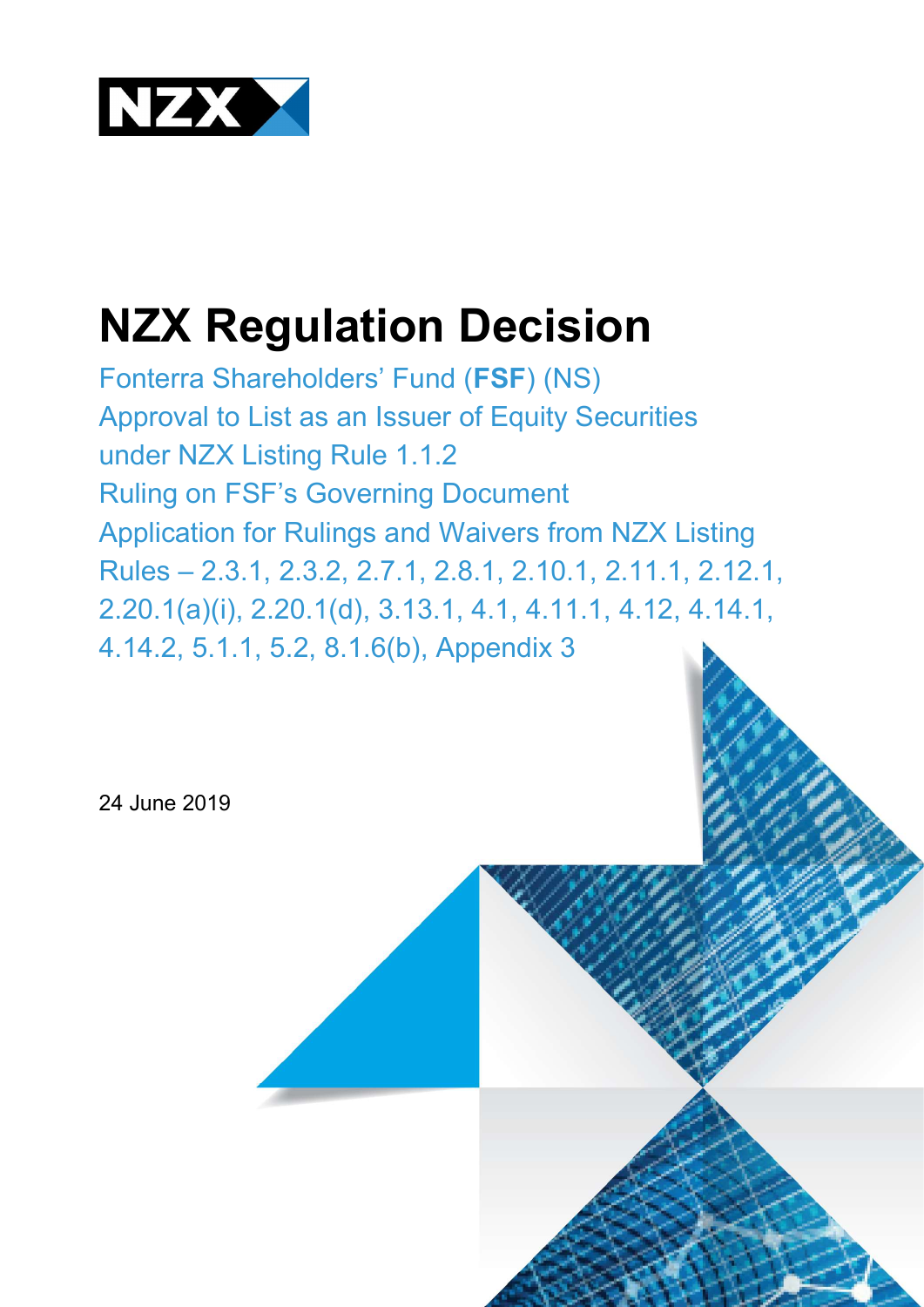NZX

# NZX Regulation Decision

Fonterra Shareholders' Fund (**FSF**) (NS)
Approval to List as an Issuer of Equity Securities under NZX Listing Rule 1.1.2
Ruling on FSF's Governing Document
Application for Rulings and Waivers from NZX Listing Rules – 2.3.1, 2.3.2, 2.7.1, 2.8.1, 2.10.1, 2.11.1, 2.12.1, 2.20.1(a)(i), 2.20.1(d), 3.13.1, 4.1, 4.11.1, 4.12, 4.14.1, 4.14.2, 5.1.1, 5.2, 8.1.6(b), Appendix 3

24 June 2019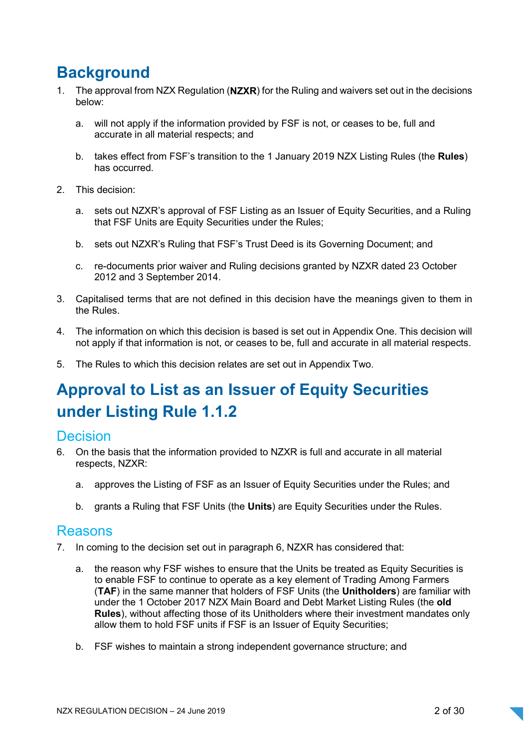# Background

1. The approval from NZX Regulation (**NZXR**) for the Ruling and waivers set out in the decisions below:

   a. will not apply if the information provided by FSF is not, or ceases to be, full and accurate in all material respects; and

   b. takes effect from FSF's transition to the 1 January 2019 NZX Listing Rules (the **Rules**) has occurred.

2. This decision:

   a. sets out NZXR's approval of FSF Listing as an Issuer of Equity Securities, and a Ruling that FSF Units are Equity Securities under the Rules;

   b. sets out NZXR's Ruling that FSF's Trust Deed is its Governing Document; and

   c. re-documents prior waiver and Ruling decisions granted by NZXR dated 23 October 2012 and 3 September 2014.

3. Capitalised terms that are not defined in this decision have the meanings given to them in the Rules.

4. The information on which this decision is based is set out in Appendix One. This decision will not apply if that information is not, or ceases to be, full and accurate in all material respects.

5. The Rules to which this decision relates are set out in Appendix Two.

# Approval to List as an Issuer of Equity Securities under Listing Rule 1.1.2

## Decision

6. On the basis that the information provided to NZXR is full and accurate in all material respects, NZXR:

   a. approves the Listing of FSF as an Issuer of Equity Securities under the Rules; and

   b. grants a Ruling that FSF Units (the **Units**) are Equity Securities under the Rules.

## Reasons

7. In coming to the decision set out in paragraph 6, NZXR has considered that:

   a. the reason why FSF wishes to ensure that the Units be treated as Equity Securities is to enable FSF to continue to operate as a key element of Trading Among Farmers (**TAF**) in the same manner that holders of FSF Units (the **Unitholders**) are familiar with under the 1 October 2017 NZX Main Board and Debt Market Listing Rules (the **old Rules**), without affecting those of its Unitholders where their investment mandates only allow them to hold FSF units if FSF is an Issuer of Equity Securities;

   b. FSF wishes to maintain a strong independent governance structure; and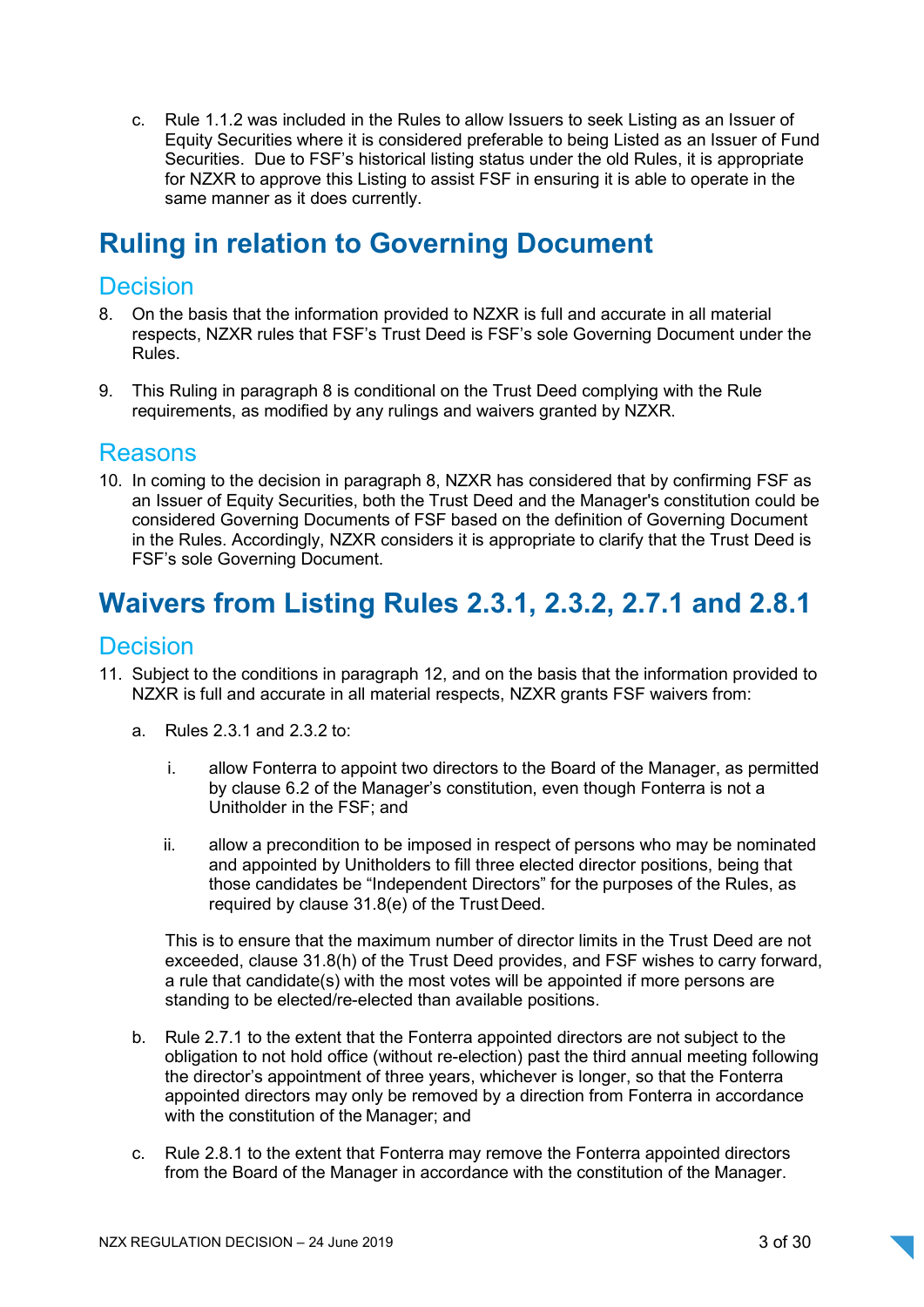c. Rule 1.1.2 was included in the Rules to allow Issuers to seek Listing as an Issuer of Equity Securities where it is considered preferable to being Listed as an Issuer of Fund Securities. Due to FSF's historical listing status under the old Rules, it is appropriate for NZXR to approve this Listing to assist FSF in ensuring it is able to operate in the same manner as it does currently.

# Ruling in relation to Governing Document

## Decision

8. On the basis that the information provided to NZXR is full and accurate in all material respects, NZXR rules that FSF's Trust Deed is FSF's sole Governing Document under the Rules.

9. This Ruling in paragraph 8 is conditional on the Trust Deed complying with the Rule requirements, as modified by any rulings and waivers granted by NZXR.

## Reasons

10. In coming to the decision in paragraph 8, NZXR has considered that by confirming FSF as an Issuer of Equity Securities, both the Trust Deed and the Manager's constitution could be considered Governing Documents of FSF based on the definition of Governing Document in the Rules. Accordingly, NZXR considers it is appropriate to clarify that the Trust Deed is FSF's sole Governing Document.

# Waivers from Listing Rules 2.3.1, 2.3.2, 2.7.1 and 2.8.1

## Decision

11. Subject to the conditions in paragraph 12, and on the basis that the information provided to NZXR is full and accurate in all material respects, NZXR grants FSF waivers from:

    a. Rules 2.3.1 and 2.3.2 to:

       i. allow Fonterra to appoint two directors to the Board of the Manager, as permitted by clause 6.2 of the Manager's constitution, even though Fonterra is not a Unitholder in the FSF; and

       ii. allow a precondition to be imposed in respect of persons who may be nominated and appointed by Unitholders to fill three elected director positions, being that those candidates be "Independent Directors" for the purposes of the Rules, as required by clause 31.8(e) of the Trust Deed.

       This is to ensure that the maximum number of director limits in the Trust Deed are not exceeded, clause 31.8(h) of the Trust Deed provides, and FSF wishes to carry forward, a rule that candidate(s) with the most votes will be appointed if more persons are standing to be elected/re-elected than available positions.

    b. Rule 2.7.1 to the extent that the Fonterra appointed directors are not subject to the obligation to not hold office (without re-election) past the third annual meeting following the director's appointment of three years, whichever is longer, so that the Fonterra appointed directors may only be removed by a direction from Fonterra in accordance with the constitution of the Manager; and

    c. Rule 2.8.1 to the extent that Fonterra may remove the Fonterra appointed directors from the Board of the Manager in accordance with the constitution of the Manager.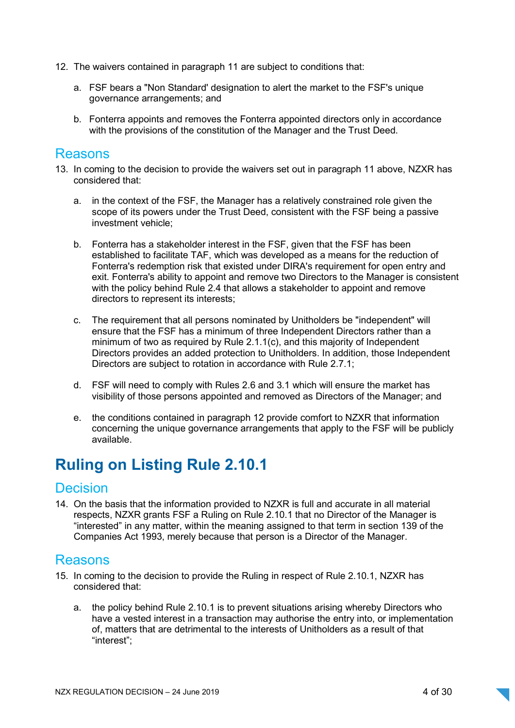12. The waivers contained in paragraph 11 are subject to conditions that:

    a. FSF bears a "Non Standard' designation to alert the market to the FSF's unique governance arrangements; and

    b. Fonterra appoints and removes the Fonterra appointed directors only in accordance with the provisions of the constitution of the Manager and the Trust Deed.

## Reasons

13. In coming to the decision to provide the waivers set out in paragraph 11 above, NZXR has considered that:

    a. in the context of the FSF, the Manager has a relatively constrained role given the scope of its powers under the Trust Deed, consistent with the FSF being a passive investment vehicle;

    b. Fonterra has a stakeholder interest in the FSF, given that the FSF has been established to facilitate TAF, which was developed as a means for the reduction of Fonterra's redemption risk that existed under DIRA's requirement for open entry and exit. Fonterra's ability to appoint and remove two Directors to the Manager is consistent with the policy behind Rule 2.4 that allows a stakeholder to appoint and remove directors to represent its interests;

    c. The requirement that all persons nominated by Unitholders be "independent" will ensure that the FSF has a minimum of three Independent Directors rather than a minimum of two as required by Rule 2.1.1(c), and this majority of Independent Directors provides an added protection to Unitholders. In addition, those Independent Directors are subject to rotation in accordance with Rule 2.7.1;

    d. FSF will need to comply with Rules 2.6 and 3.1 which will ensure the market has visibility of those persons appointed and removed as Directors of the Manager; and

    e. the conditions contained in paragraph 12 provide comfort to NZXR that information concerning the unique governance arrangements that apply to the FSF will be publicly available.

# Ruling on Listing Rule 2.10.1

## Decision

14. On the basis that the information provided to NZXR is full and accurate in all material respects, NZXR grants FSF a Ruling on Rule 2.10.1 that no Director of the Manager is "interested" in any matter, within the meaning assigned to that term in section 139 of the Companies Act 1993, merely because that person is a Director of the Manager.

## Reasons

15. In coming to the decision to provide the Ruling in respect of Rule 2.10.1, NZXR has considered that:

    a. the policy behind Rule 2.10.1 is to prevent situations arising whereby Directors who have a vested interest in a transaction may authorise the entry into, or implementation of, matters that are detrimental to the interests of Unitholders as a result of that "interest";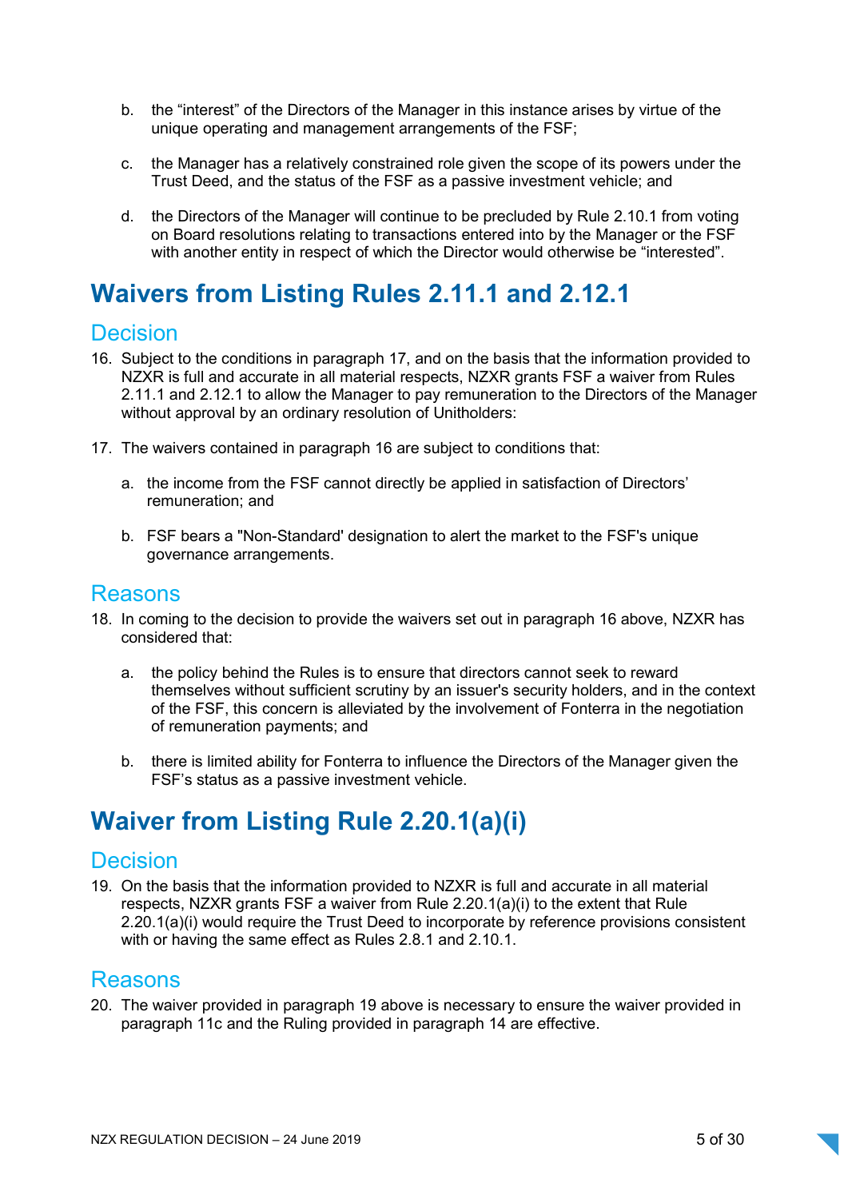b. the "interest" of the Directors of the Manager in this instance arises by virtue of the unique operating and management arrangements of the FSF;

c. the Manager has a relatively constrained role given the scope of its powers under the Trust Deed, and the status of the FSF as a passive investment vehicle; and

d. the Directors of the Manager will continue to be precluded by Rule 2.10.1 from voting on Board resolutions relating to transactions entered into by the Manager or the FSF with another entity in respect of which the Director would otherwise be "interested".

# Waivers from Listing Rules 2.11.1 and 2.12.1

## Decision

16. Subject to the conditions in paragraph 17, and on the basis that the information provided to NZXR is full and accurate in all material respects, NZXR grants FSF a waiver from Rules 2.11.1 and 2.12.1 to allow the Manager to pay remuneration to the Directors of the Manager without approval by an ordinary resolution of Unitholders:

17. The waivers contained in paragraph 16 are subject to conditions that:

    a. the income from the FSF cannot directly be applied in satisfaction of Directors' remuneration; and

    b. FSF bears a "Non-Standard' designation to alert the market to the FSF's unique governance arrangements.

## Reasons

18. In coming to the decision to provide the waivers set out in paragraph 16 above, NZXR has considered that:

    a. the policy behind the Rules is to ensure that directors cannot seek to reward themselves without sufficient scrutiny by an issuer's security holders, and in the context of the FSF, this concern is alleviated by the involvement of Fonterra in the negotiation of remuneration payments; and

    b. there is limited ability for Fonterra to influence the Directors of the Manager given the FSF's status as a passive investment vehicle.

# Waiver from Listing Rule 2.20.1(a)(i)

## Decision

19. On the basis that the information provided to NZXR is full and accurate in all material respects, NZXR grants FSF a waiver from Rule 2.20.1(a)(i) to the extent that Rule 2.20.1(a)(i) would require the Trust Deed to incorporate by reference provisions consistent with or having the same effect as Rules 2.8.1 and 2.10.1.

## Reasons

20. The waiver provided in paragraph 19 above is necessary to ensure the waiver provided in paragraph 11c and the Ruling provided in paragraph 14 are effective.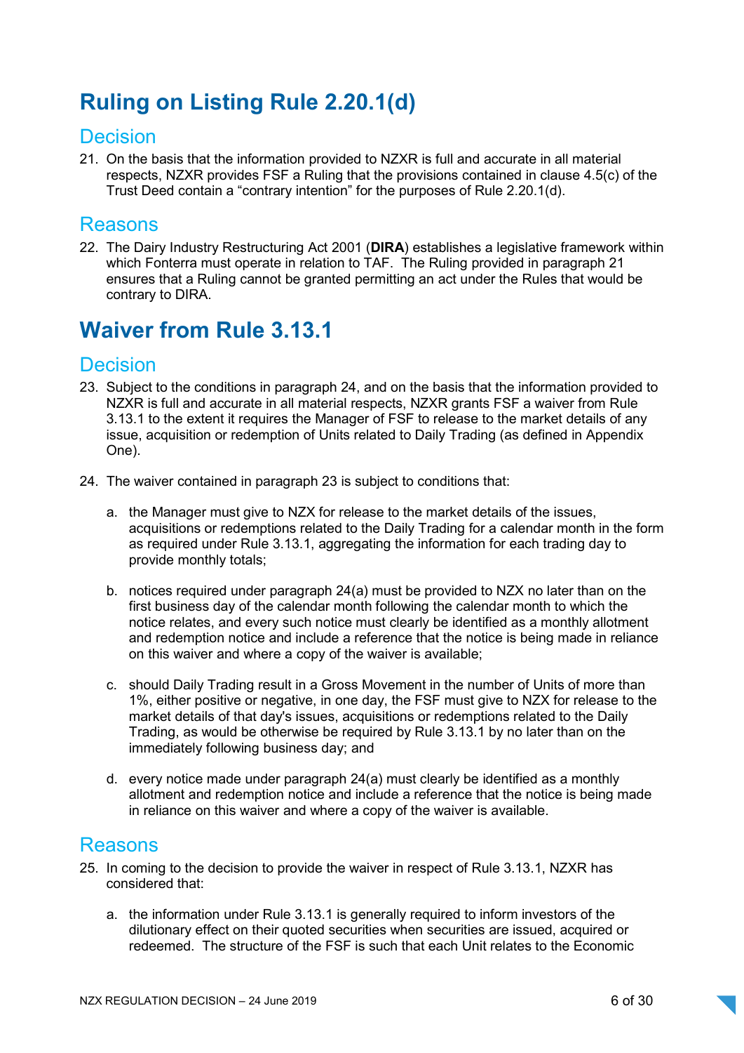# Ruling on Listing Rule 2.20.1(d)

## Decision

21. On the basis that the information provided to NZXR is full and accurate in all material respects, NZXR provides FSF a Ruling that the provisions contained in clause 4.5(c) of the Trust Deed contain a "contrary intention" for the purposes of Rule 2.20.1(d).

## Reasons

22. The Dairy Industry Restructuring Act 2001 (**DIRA**) establishes a legislative framework within which Fonterra must operate in relation to TAF. The Ruling provided in paragraph 21 ensures that a Ruling cannot be granted permitting an act under the Rules that would be contrary to DIRA.

# Waiver from Rule 3.13.1

## Decision

23. Subject to the conditions in paragraph 24, and on the basis that the information provided to NZXR is full and accurate in all material respects, NZXR grants FSF a waiver from Rule 3.13.1 to the extent it requires the Manager of FSF to release to the market details of any issue, acquisition or redemption of Units related to Daily Trading (as defined in Appendix One).

24. The waiver contained in paragraph 23 is subject to conditions that:

    a. the Manager must give to NZX for release to the market details of the issues, acquisitions or redemptions related to the Daily Trading for a calendar month in the form as required under Rule 3.13.1, aggregating the information for each trading day to provide monthly totals;

    b. notices required under paragraph 24(a) must be provided to NZX no later than on the first business day of the calendar month following the calendar month to which the notice relates, and every such notice must clearly be identified as a monthly allotment and redemption notice and include a reference that the notice is being made in reliance on this waiver and where a copy of the waiver is available;

    c. should Daily Trading result in a Gross Movement in the number of Units of more than 1%, either positive or negative, in one day, the FSF must give to NZX for release to the market details of that day's issues, acquisitions or redemptions related to the Daily Trading, as would be otherwise be required by Rule 3.13.1 by no later than on the immediately following business day; and

    d. every notice made under paragraph 24(a) must clearly be identified as a monthly allotment and redemption notice and include a reference that the notice is being made in reliance on this waiver and where a copy of the waiver is available.

## Reasons

25. In coming to the decision to provide the waiver in respect of Rule 3.13.1, NZXR has considered that:

    a. the information under Rule 3.13.1 is generally required to inform investors of the dilutionary effect on their quoted securities when securities are issued, acquired or redeemed. The structure of the FSF is such that each Unit relates to the Economic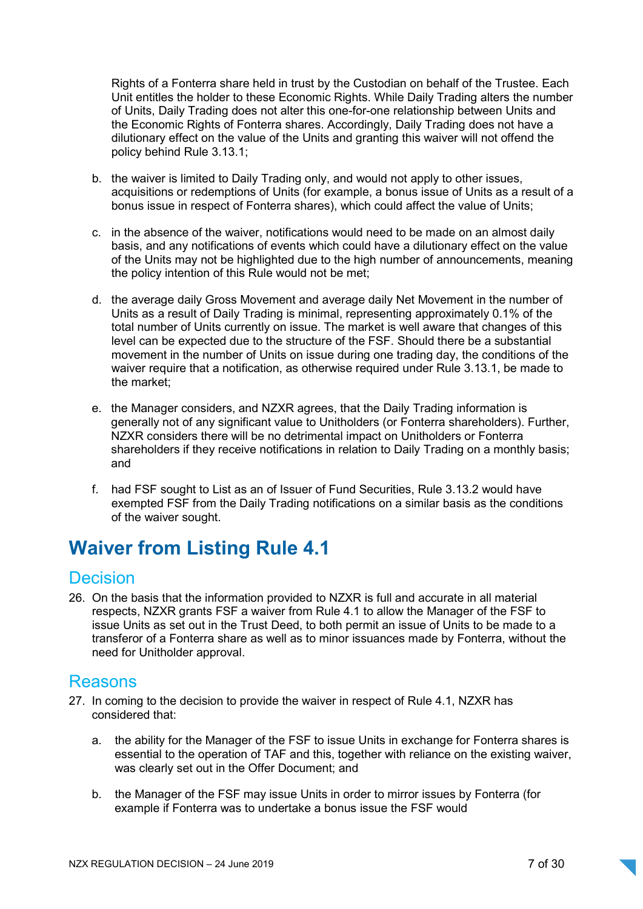Rights of a Fonterra share held in trust by the Custodian on behalf of the Trustee. Each Unit entitles the holder to these Economic Rights. While Daily Trading alters the number of Units, Daily Trading does not alter this one-for-one relationship between Units and the Economic Rights of Fonterra shares. Accordingly, Daily Trading does not have a dilutionary effect on the value of the Units and granting this waiver will not offend the policy behind Rule 3.13.1;

b. the waiver is limited to Daily Trading only, and would not apply to other issues, acquisitions or redemptions of Units (for example, a bonus issue of Units as a result of a bonus issue in respect of Fonterra shares), which could affect the value of Units;

c. in the absence of the waiver, notifications would need to be made on an almost daily basis, and any notifications of events which could have a dilutionary effect on the value of the Units may not be highlighted due to the high number of announcements, meaning the policy intention of this Rule would not be met;

d. the average daily Gross Movement and average daily Net Movement in the number of Units as a result of Daily Trading is minimal, representing approximately 0.1% of the total number of Units currently on issue. The market is well aware that changes of this level can be expected due to the structure of the FSF. Should there be a substantial movement in the number of Units on issue during one trading day, the conditions of the waiver require that a notification, as otherwise required under Rule 3.13.1, be made to the market;

e. the Manager considers, and NZXR agrees, that the Daily Trading information is generally not of any significant value to Unitholders (or Fonterra shareholders). Further, NZXR considers there will be no detrimental impact on Unitholders or Fonterra shareholders if they receive notifications in relation to Daily Trading on a monthly basis; and

f. had FSF sought to List as an of Issuer of Fund Securities, Rule 3.13.2 would have exempted FSF from the Daily Trading notifications on a similar basis as the conditions of the waiver sought.

# Waiver from Listing Rule 4.1

## Decision

26. On the basis that the information provided to NZXR is full and accurate in all material respects, NZXR grants FSF a waiver from Rule 4.1 to allow the Manager of the FSF to issue Units as set out in the Trust Deed, to both permit an issue of Units to be made to a transferor of a Fonterra share as well as to minor issuances made by Fonterra, without the need for Unitholder approval.

## Reasons

27. In coming to the decision to provide the waiver in respect of Rule 4.1, NZXR has considered that:

    a. the ability for the Manager of the FSF to issue Units in exchange for Fonterra shares is essential to the operation of TAF and this, together with reliance on the existing waiver, was clearly set out in the Offer Document; and

    b. the Manager of the FSF may issue Units in order to mirror issues by Fonterra (for example if Fonterra was to undertake a bonus issue the FSF would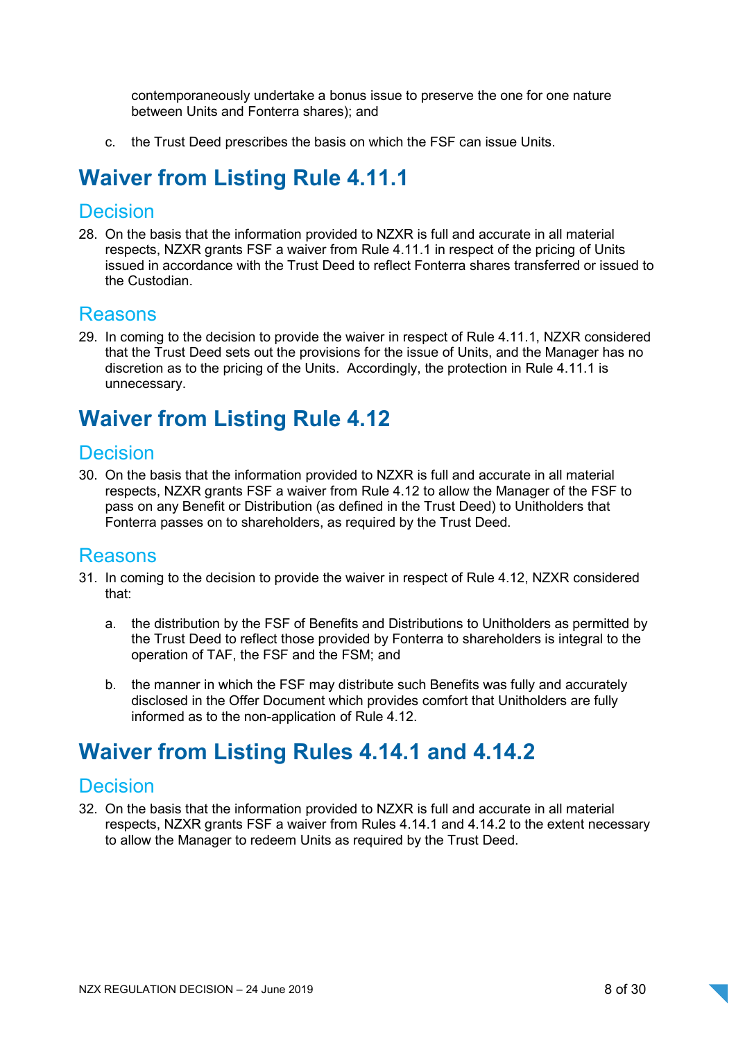contemporaneously undertake a bonus issue to preserve the one for one nature between Units and Fonterra shares); and

c. the Trust Deed prescribes the basis on which the FSF can issue Units.

# Waiver from Listing Rule 4.11.1

## Decision

28. On the basis that the information provided to NZXR is full and accurate in all material respects, NZXR grants FSF a waiver from Rule 4.11.1 in respect of the pricing of Units issued in accordance with the Trust Deed to reflect Fonterra shares transferred or issued to the Custodian.

## Reasons

29. In coming to the decision to provide the waiver in respect of Rule 4.11.1, NZXR considered that the Trust Deed sets out the provisions for the issue of Units, and the Manager has no discretion as to the pricing of the Units. Accordingly, the protection in Rule 4.11.1 is unnecessary.

# Waiver from Listing Rule 4.12

## Decision

30. On the basis that the information provided to NZXR is full and accurate in all material respects, NZXR grants FSF a waiver from Rule 4.12 to allow the Manager of the FSF to pass on any Benefit or Distribution (as defined in the Trust Deed) to Unitholders that Fonterra passes on to shareholders, as required by the Trust Deed.

## Reasons

31. In coming to the decision to provide the waiver in respect of Rule 4.12, NZXR considered that:

    a. the distribution by the FSF of Benefits and Distributions to Unitholders as permitted by the Trust Deed to reflect those provided by Fonterra to shareholders is integral to the operation of TAF, the FSF and the FSM; and

    b. the manner in which the FSF may distribute such Benefits was fully and accurately disclosed in the Offer Document which provides comfort that Unitholders are fully informed as to the non-application of Rule 4.12.

# Waiver from Listing Rules 4.14.1 and 4.14.2

## Decision

32. On the basis that the information provided to NZXR is full and accurate in all material respects, NZXR grants FSF a waiver from Rules 4.14.1 and 4.14.2 to the extent necessary to allow the Manager to redeem Units as required by the Trust Deed.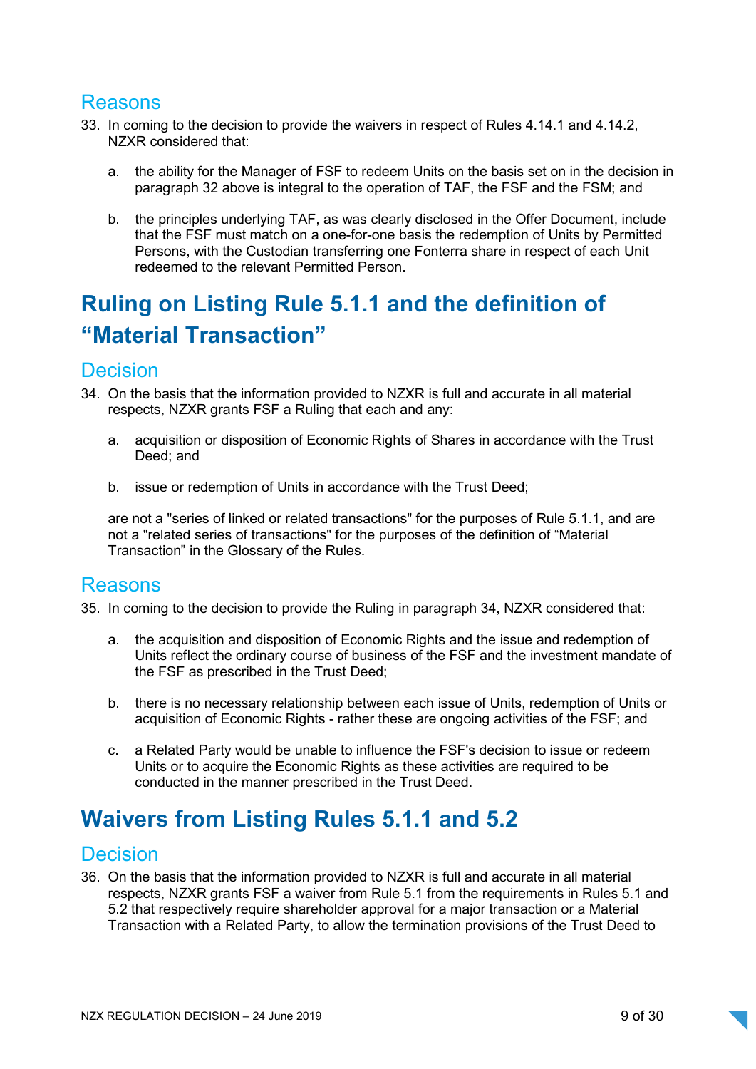## Reasons

33. In coming to the decision to provide the waivers in respect of Rules 4.14.1 and 4.14.2, NZXR considered that:

    a. the ability for the Manager of FSF to redeem Units on the basis set on in the decision in paragraph 32 above is integral to the operation of TAF, the FSF and the FSM; and

    b. the principles underlying TAF, as was clearly disclosed in the Offer Document, include that the FSF must match on a one-for-one basis the redemption of Units by Permitted Persons, with the Custodian transferring one Fonterra share in respect of each Unit redeemed to the relevant Permitted Person.

# Ruling on Listing Rule 5.1.1 and the definition of "Material Transaction"

## Decision

34. On the basis that the information provided to NZXR is full and accurate in all material respects, NZXR grants FSF a Ruling that each and any:

    a. acquisition or disposition of Economic Rights of Shares in accordance with the Trust Deed; and

    b. issue or redemption of Units in accordance with the Trust Deed;

    are not a "series of linked or related transactions" for the purposes of Rule 5.1.1, and are not a "related series of transactions" for the purposes of the definition of "Material Transaction" in the Glossary of the Rules.

## Reasons

35. In coming to the decision to provide the Ruling in paragraph 34, NZXR considered that:

    a. the acquisition and disposition of Economic Rights and the issue and redemption of Units reflect the ordinary course of business of the FSF and the investment mandate of the FSF as prescribed in the Trust Deed;

    b. there is no necessary relationship between each issue of Units, redemption of Units or acquisition of Economic Rights - rather these are ongoing activities of the FSF; and

    c. a Related Party would be unable to influence the FSF's decision to issue or redeem Units or to acquire the Economic Rights as these activities are required to be conducted in the manner prescribed in the Trust Deed.

# Waivers from Listing Rules 5.1.1 and 5.2

## Decision

36. On the basis that the information provided to NZXR is full and accurate in all material respects, NZXR grants FSF a waiver from Rule 5.1 from the requirements in Rules 5.1 and 5.2 that respectively require shareholder approval for a major transaction or a Material Transaction with a Related Party, to allow the termination provisions of the Trust Deed to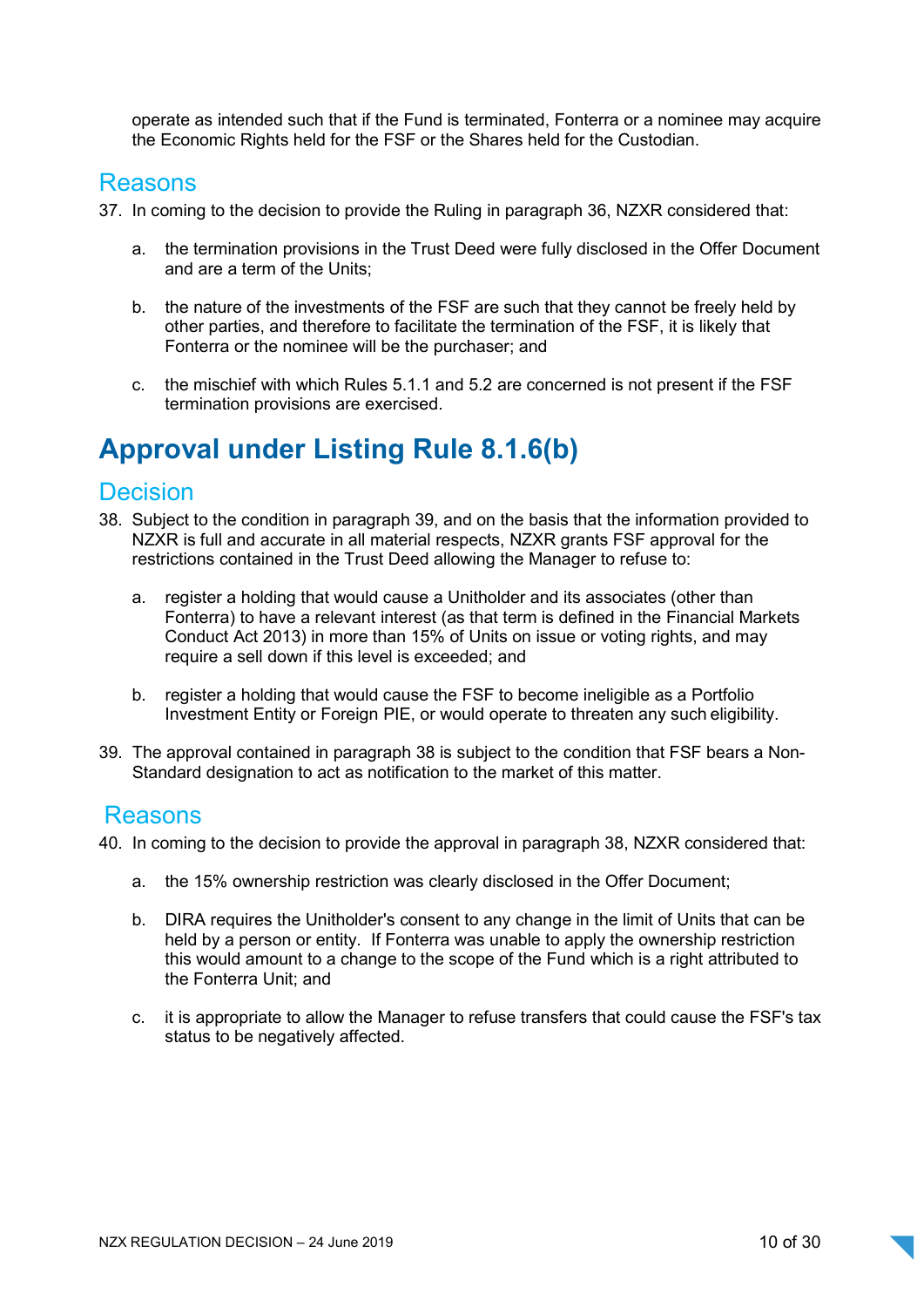operate as intended such that if the Fund is terminated, Fonterra or a nominee may acquire the Economic Rights held for the FSF or the Shares held for the Custodian.

## Reasons

37. In coming to the decision to provide the Ruling in paragraph 36, NZXR considered that:

    a. the termination provisions in the Trust Deed were fully disclosed in the Offer Document and are a term of the Units;

    b. the nature of the investments of the FSF are such that they cannot be freely held by other parties, and therefore to facilitate the termination of the FSF, it is likely that Fonterra or the nominee will be the purchaser; and

    c. the mischief with which Rules 5.1.1 and 5.2 are concerned is not present if the FSF termination provisions are exercised.

# Approval under Listing Rule 8.1.6(b)

## Decision

38. Subject to the condition in paragraph 39, and on the basis that the information provided to NZXR is full and accurate in all material respects, NZXR grants FSF approval for the restrictions contained in the Trust Deed allowing the Manager to refuse to:

    a. register a holding that would cause a Unitholder and its associates (other than Fonterra) to have a relevant interest (as that term is defined in the Financial Markets Conduct Act 2013) in more than 15% of Units on issue or voting rights, and may require a sell down if this level is exceeded; and

    b. register a holding that would cause the FSF to become ineligible as a Portfolio Investment Entity or Foreign PIE, or would operate to threaten any such eligibility.

39. The approval contained in paragraph 38 is subject to the condition that FSF bears a Non-Standard designation to act as notification to the market of this matter.

## Reasons

40. In coming to the decision to provide the approval in paragraph 38, NZXR considered that:

    a. the 15% ownership restriction was clearly disclosed in the Offer Document;

    b. DIRA requires the Unitholder's consent to any change in the limit of Units that can be held by a person or entity. If Fonterra was unable to apply the ownership restriction this would amount to a change to the scope of the Fund which is a right attributed to the Fonterra Unit; and

    c. it is appropriate to allow the Manager to refuse transfers that could cause the FSF's tax status to be negatively affected.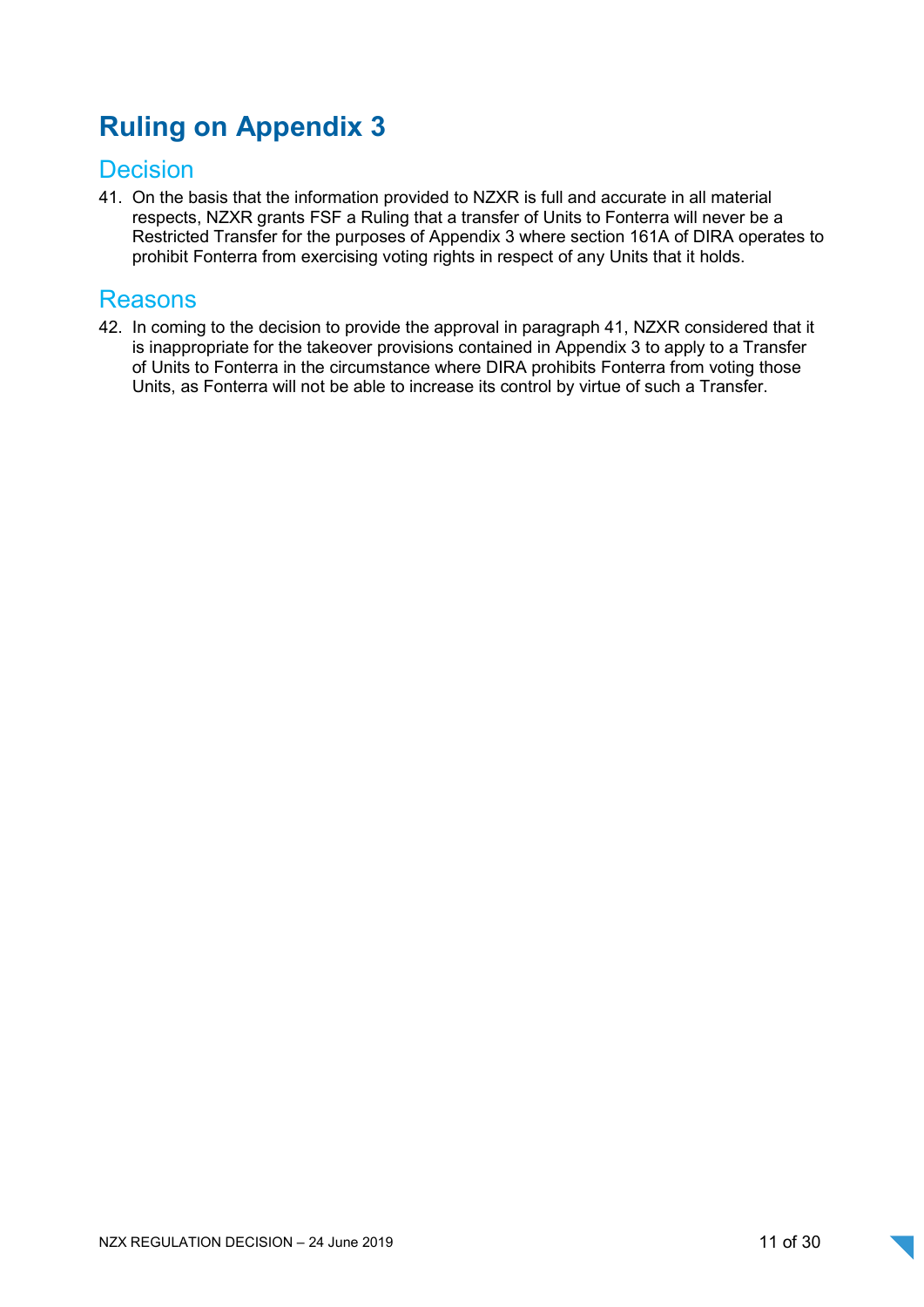# Ruling on Appendix 3

## Decision

41. On the basis that the information provided to NZXR is full and accurate in all material respects, NZXR grants FSF a Ruling that a transfer of Units to Fonterra will never be a Restricted Transfer for the purposes of Appendix 3 where section 161A of DIRA operates to prohibit Fonterra from exercising voting rights in respect of any Units that it holds.

## Reasons

42. In coming to the decision to provide the approval in paragraph 41, NZXR considered that it is inappropriate for the takeover provisions contained in Appendix 3 to apply to a Transfer of Units to Fonterra in the circumstance where DIRA prohibits Fonterra from voting those Units, as Fonterra will not be able to increase its control by virtue of such a Transfer.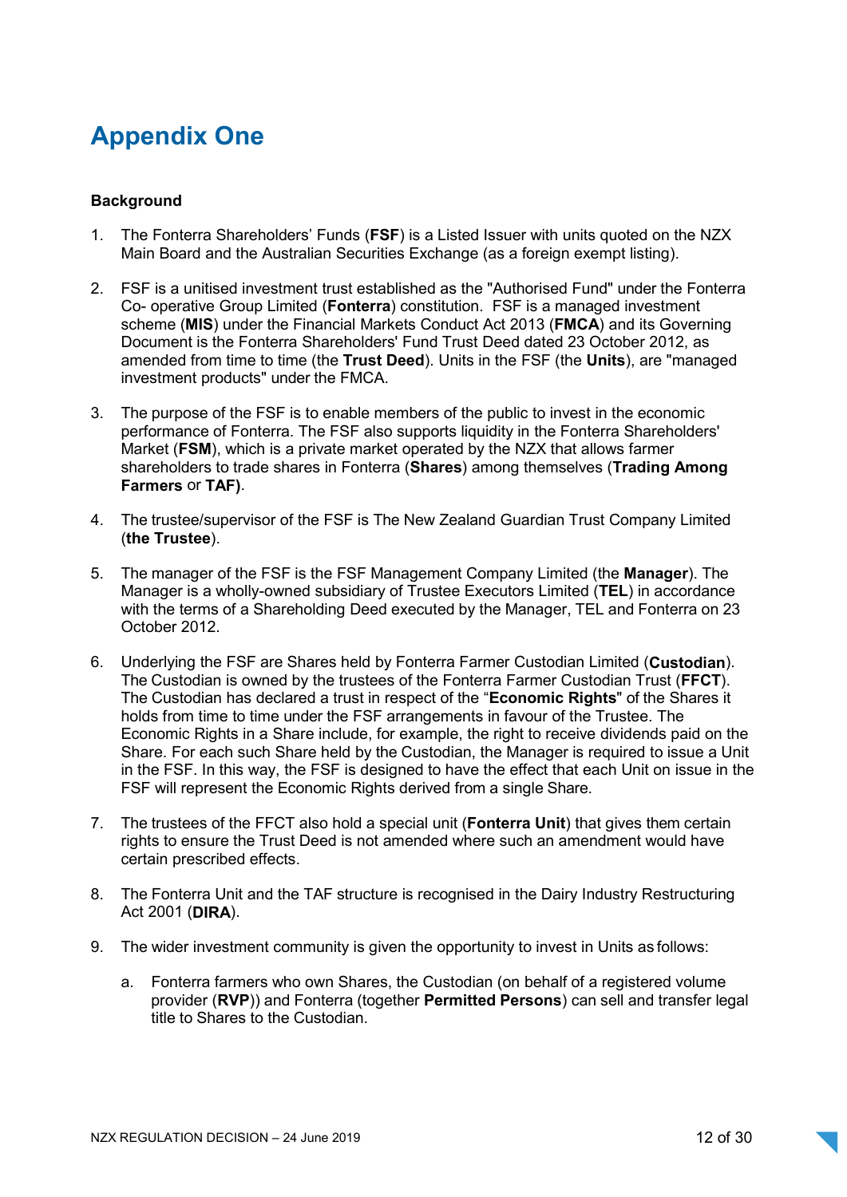# Appendix One

**Background**

1. The Fonterra Shareholders' Funds (**FSF**) is a Listed Issuer with units quoted on the NZX Main Board and the Australian Securities Exchange (as a foreign exempt listing).

2. FSF is a unitised investment trust established as the "Authorised Fund" under the Fonterra Co- operative Group Limited (**Fonterra**) constitution. FSF is a managed investment scheme (**MIS**) under the Financial Markets Conduct Act 2013 (**FMCA**) and its Governing Document is the Fonterra Shareholders' Fund Trust Deed dated 23 October 2012, as amended from time to time (the **Trust Deed**). Units in the FSF (the **Units**), are "managed investment products" under the FMCA.

3. The purpose of the FSF is to enable members of the public to invest in the economic performance of Fonterra. The FSF also supports liquidity in the Fonterra Shareholders' Market (**FSM**), which is a private market operated by the NZX that allows farmer shareholders to trade shares in Fonterra (**Shares**) among themselves (**Trading Among Farmers** or **TAF)**.

4. The trustee/supervisor of the FSF is The New Zealand Guardian Trust Company Limited (**the Trustee**).

5. The manager of the FSF is the FSF Management Company Limited (the **Manager**). The Manager is a wholly-owned subsidiary of Trustee Executors Limited (**TEL**) in accordance with the terms of a Shareholding Deed executed by the Manager, TEL and Fonterra on 23 October 2012.

6. Underlying the FSF are Shares held by Fonterra Farmer Custodian Limited (**Custodian**). The Custodian is owned by the trustees of the Fonterra Farmer Custodian Trust (**FFCT**). The Custodian has declared a trust in respect of the "**Economic Rights**" of the Shares it holds from time to time under the FSF arrangements in favour of the Trustee. The Economic Rights in a Share include, for example, the right to receive dividends paid on the Share. For each such Share held by the Custodian, the Manager is required to issue a Unit in the FSF. In this way, the FSF is designed to have the effect that each Unit on issue in the FSF will represent the Economic Rights derived from a single Share.

7. The trustees of the FFCT also hold a special unit (**Fonterra Unit**) that gives them certain rights to ensure the Trust Deed is not amended where such an amendment would have certain prescribed effects.

8. The Fonterra Unit and the TAF structure is recognised in the Dairy Industry Restructuring Act 2001 (**DIRA**).

9. The wider investment community is given the opportunity to invest in Units as follows:

    a. Fonterra farmers who own Shares, the Custodian (on behalf of a registered volume provider (**RVP**)) and Fonterra (together **Permitted Persons**) can sell and transfer legal title to Shares to the Custodian.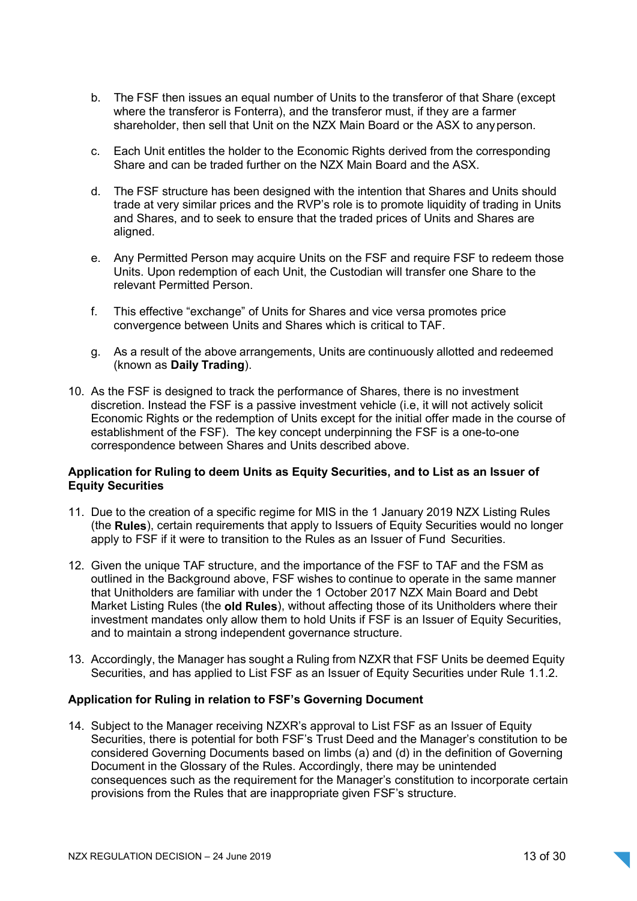b. The FSF then issues an equal number of Units to the transferor of that Share (except where the transferor is Fonterra), and the transferor must, if they are a farmer shareholder, then sell that Unit on the NZX Main Board or the ASX to any person.

c. Each Unit entitles the holder to the Economic Rights derived from the corresponding Share and can be traded further on the NZX Main Board and the ASX.

d. The FSF structure has been designed with the intention that Shares and Units should trade at very similar prices and the RVP's role is to promote liquidity of trading in Units and Shares, and to seek to ensure that the traded prices of Units and Shares are aligned.

e. Any Permitted Person may acquire Units on the FSF and require FSF to redeem those Units. Upon redemption of each Unit, the Custodian will transfer one Share to the relevant Permitted Person.

f. This effective "exchange" of Units for Shares and vice versa promotes price convergence between Units and Shares which is critical to TAF.

g. As a result of the above arrangements, Units are continuously allotted and redeemed (known as **Daily Trading**).

10. As the FSF is designed to track the performance of Shares, there is no investment discretion. Instead the FSF is a passive investment vehicle (i.e, it will not actively solicit Economic Rights or the redemption of Units except for the initial offer made in the course of establishment of the FSF). The key concept underpinning the FSF is a one-to-one correspondence between Shares and Units described above.

### Application for Ruling to deem Units as Equity Securities, and to List as an Issuer of Equity Securities

11. Due to the creation of a specific regime for MIS in the 1 January 2019 NZX Listing Rules (the **Rules**), certain requirements that apply to Issuers of Equity Securities would no longer apply to FSF if it were to transition to the Rules as an Issuer of Fund Securities.

12. Given the unique TAF structure, and the importance of the FSF to TAF and the FSM as outlined in the Background above, FSF wishes to continue to operate in the same manner that Unitholders are familiar with under the 1 October 2017 NZX Main Board and Debt Market Listing Rules (the **old Rules**), without affecting those of its Unitholders where their investment mandates only allow them to hold Units if FSF is an Issuer of Equity Securities, and to maintain a strong independent governance structure.

13. Accordingly, the Manager has sought a Ruling from NZXR that FSF Units be deemed Equity Securities, and has applied to List FSF as an Issuer of Equity Securities under Rule 1.1.2.

### Application for Ruling in relation to FSF's Governing Document

14. Subject to the Manager receiving NZXR's approval to List FSF as an Issuer of Equity Securities, there is potential for both FSF's Trust Deed and the Manager's constitution to be considered Governing Documents based on limbs (a) and (d) in the definition of Governing Document in the Glossary of the Rules. Accordingly, there may be unintended consequences such as the requirement for the Manager's constitution to incorporate certain provisions from the Rules that are inappropriate given FSF's structure.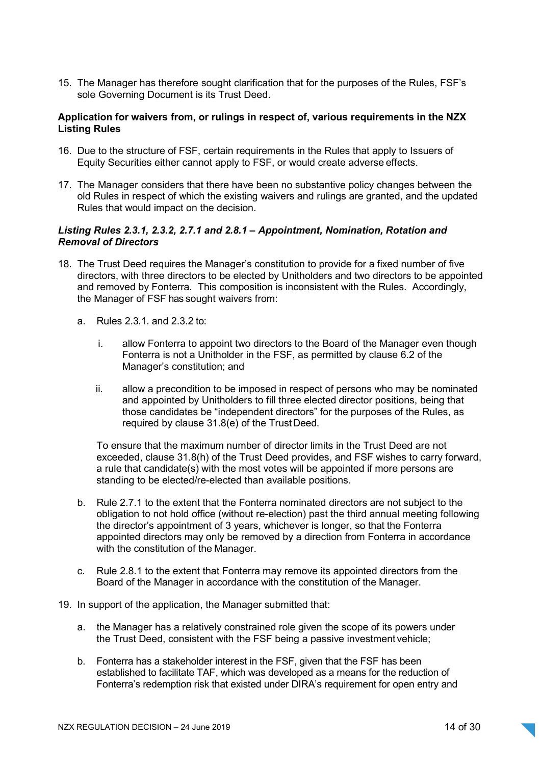15. The Manager has therefore sought clarification that for the purposes of the Rules, FSF's sole Governing Document is its Trust Deed.

**Application for waivers from, or rulings in respect of, various requirements in the NZX Listing Rules**

16. Due to the structure of FSF, certain requirements in the Rules that apply to Issuers of Equity Securities either cannot apply to FSF, or would create adverse effects.

17. The Manager considers that there have been no substantive policy changes between the old Rules in respect of which the existing waivers and rulings are granted, and the updated Rules that would impact on the decision.

***Listing Rules 2.3.1, 2.3.2, 2.7.1 and 2.8.1 – Appointment, Nomination, Rotation and Removal of Directors***

18. The Trust Deed requires the Manager's constitution to provide for a fixed number of five directors, with three directors to be elected by Unitholders and two directors to be appointed and removed by Fonterra. This composition is inconsistent with the Rules. Accordingly, the Manager of FSF has sought waivers from:

    a. Rules 2.3.1. and 2.3.2 to:

        i. allow Fonterra to appoint two directors to the Board of the Manager even though Fonterra is not a Unitholder in the FSF, as permitted by clause 6.2 of the Manager's constitution; and

        ii. allow a precondition to be imposed in respect of persons who may be nominated and appointed by Unitholders to fill three elected director positions, being that those candidates be "independent directors" for the purposes of the Rules, as required by clause 31.8(e) of the Trust Deed.

    To ensure that the maximum number of director limits in the Trust Deed are not exceeded, clause 31.8(h) of the Trust Deed provides, and FSF wishes to carry forward, a rule that candidate(s) with the most votes will be appointed if more persons are standing to be elected/re-elected than available positions.

    b. Rule 2.7.1 to the extent that the Fonterra nominated directors are not subject to the obligation to not hold office (without re-election) past the third annual meeting following the director's appointment of 3 years, whichever is longer, so that the Fonterra appointed directors may only be removed by a direction from Fonterra in accordance with the constitution of the Manager.

    c. Rule 2.8.1 to the extent that Fonterra may remove its appointed directors from the Board of the Manager in accordance with the constitution of the Manager.

19. In support of the application, the Manager submitted that:

    a. the Manager has a relatively constrained role given the scope of its powers under the Trust Deed, consistent with the FSF being a passive investment vehicle;

    b. Fonterra has a stakeholder interest in the FSF, given that the FSF has been established to facilitate TAF, which was developed as a means for the reduction of Fonterra's redemption risk that existed under DIRA's requirement for open entry and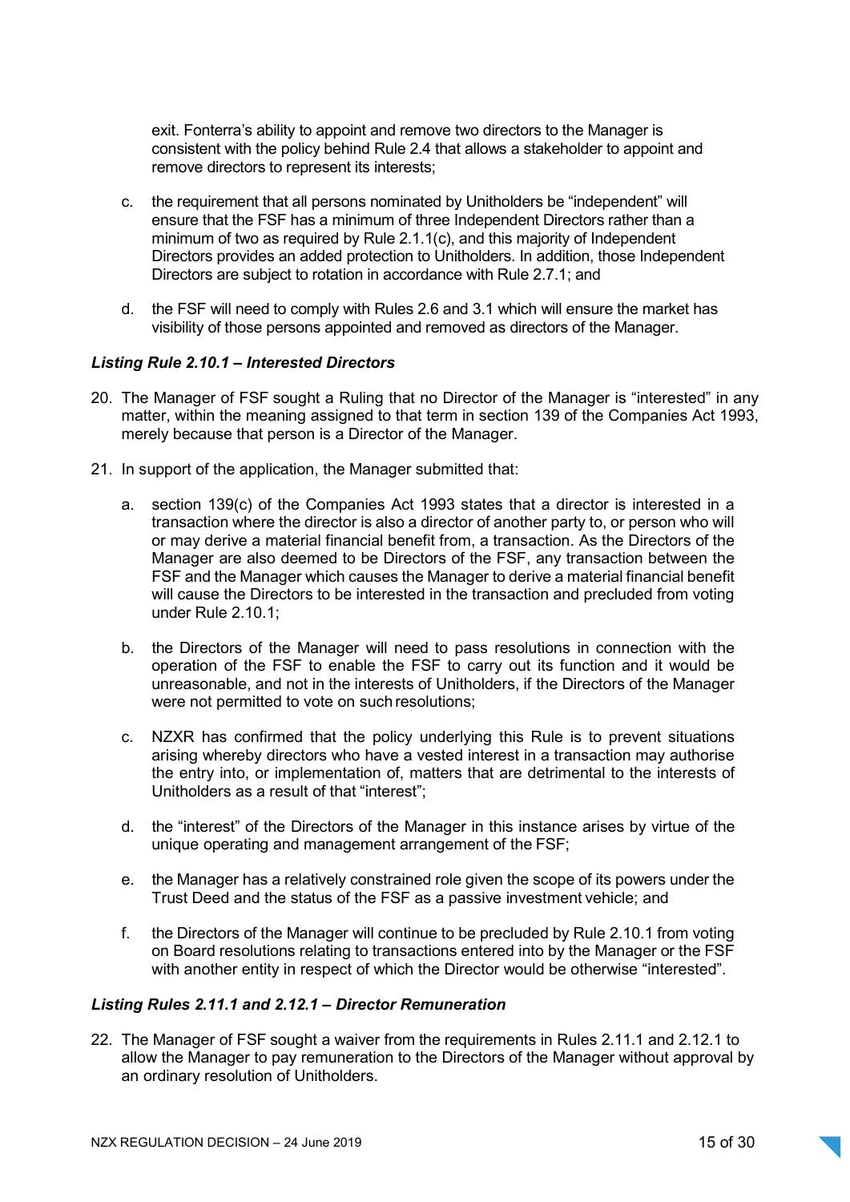exit. Fonterra's ability to appoint and remove two directors to the Manager is consistent with the policy behind Rule 2.4 that allows a stakeholder to appoint and remove directors to represent its interests;

c. the requirement that all persons nominated by Unitholders be "independent" will ensure that the FSF has a minimum of three Independent Directors rather than a minimum of two as required by Rule 2.1.1(c), and this majority of Independent Directors provides an added protection to Unitholders. In addition, those Independent Directors are subject to rotation in accordance with Rule 2.7.1; and

d. the FSF will need to comply with Rules 2.6 and 3.1 which will ensure the market has visibility of those persons appointed and removed as directors of the Manager.

### *Listing Rule 2.10.1 – Interested Directors*

20. The Manager of FSF sought a Ruling that no Director of the Manager is "interested" in any matter, within the meaning assigned to that term in section 139 of the Companies Act 1993, merely because that person is a Director of the Manager.

21. In support of the application, the Manager submitted that:

    a. section 139(c) of the Companies Act 1993 states that a director is interested in a transaction where the director is also a director of another party to, or person who will or may derive a material financial benefit from, a transaction. As the Directors of the Manager are also deemed to be Directors of the FSF, any transaction between the FSF and the Manager which causes the Manager to derive a material financial benefit will cause the Directors to be interested in the transaction and precluded from voting under Rule 2.10.1;

    b. the Directors of the Manager will need to pass resolutions in connection with the operation of the FSF to enable the FSF to carry out its function and it would be unreasonable, and not in the interests of Unitholders, if the Directors of the Manager were not permitted to vote on such resolutions;

    c. NZXR has confirmed that the policy underlying this Rule is to prevent situations arising whereby directors who have a vested interest in a transaction may authorise the entry into, or implementation of, matters that are detrimental to the interests of Unitholders as a result of that "interest";

    d. the "interest" of the Directors of the Manager in this instance arises by virtue of the unique operating and management arrangement of the FSF;

    e. the Manager has a relatively constrained role given the scope of its powers under the Trust Deed and the status of the FSF as a passive investment vehicle; and

    f. the Directors of the Manager will continue to be precluded by Rule 2.10.1 from voting on Board resolutions relating to transactions entered into by the Manager or the FSF with another entity in respect of which the Director would be otherwise "interested".

### *Listing Rules 2.11.1 and 2.12.1 – Director Remuneration*

22. The Manager of FSF sought a waiver from the requirements in Rules 2.11.1 and 2.12.1 to allow the Manager to pay remuneration to the Directors of the Manager without approval by an ordinary resolution of Unitholders.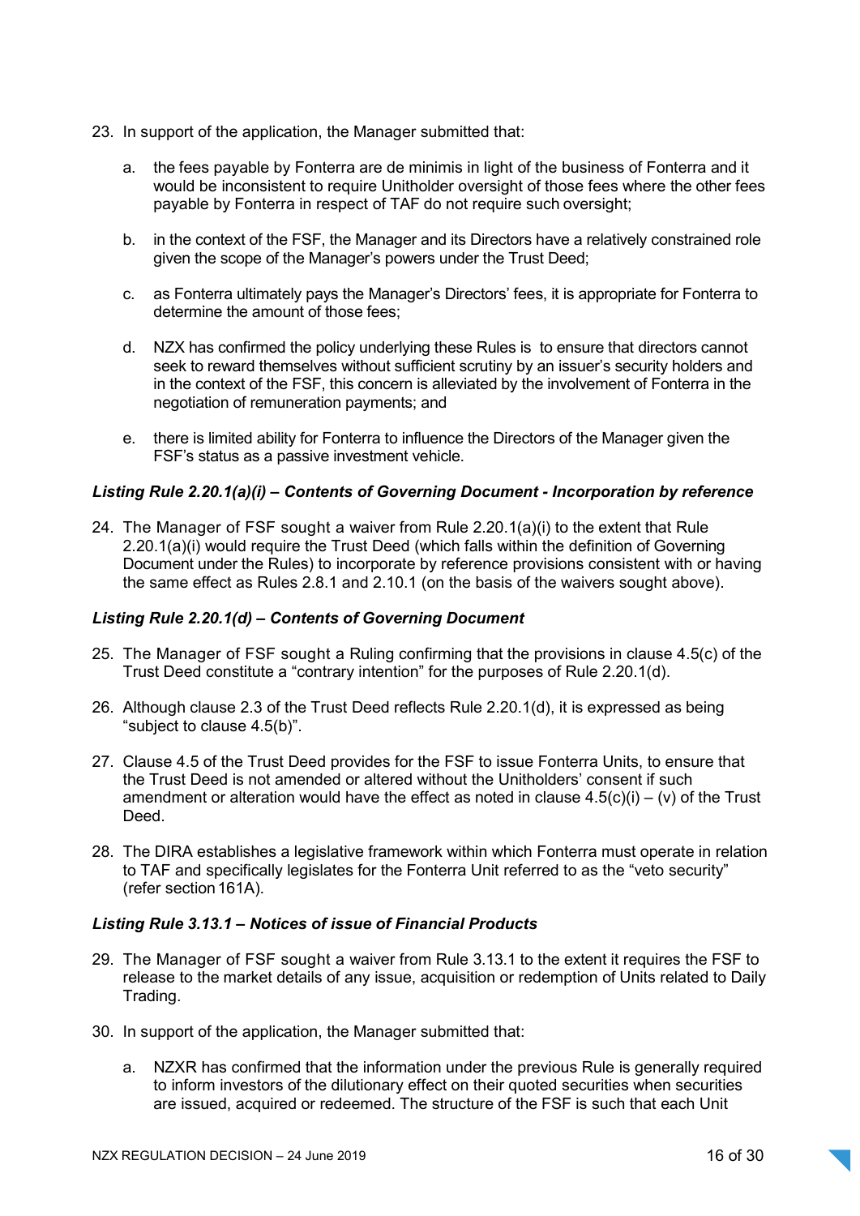23. In support of the application, the Manager submitted that:

    a. the fees payable by Fonterra are de minimis in light of the business of Fonterra and it would be inconsistent to require Unitholder oversight of those fees where the other fees payable by Fonterra in respect of TAF do not require such oversight;

    b. in the context of the FSF, the Manager and its Directors have a relatively constrained role given the scope of the Manager's powers under the Trust Deed;

    c. as Fonterra ultimately pays the Manager's Directors' fees, it is appropriate for Fonterra to determine the amount of those fees;

    d. NZX has confirmed the policy underlying these Rules is to ensure that directors cannot seek to reward themselves without sufficient scrutiny by an issuer's security holders and in the context of the FSF, this concern is alleviated by the involvement of Fonterra in the negotiation of remuneration payments; and

    e. there is limited ability for Fonterra to influence the Directors of the Manager given the FSF's status as a passive investment vehicle.

### *Listing Rule 2.20.1(a)(i) – Contents of Governing Document - Incorporation by reference*

24. The Manager of FSF sought a waiver from Rule 2.20.1(a)(i) to the extent that Rule 2.20.1(a)(i) would require the Trust Deed (which falls within the definition of Governing Document under the Rules) to incorporate by reference provisions consistent with or having the same effect as Rules 2.8.1 and 2.10.1 (on the basis of the waivers sought above).

### *Listing Rule 2.20.1(d) – Contents of Governing Document*

25. The Manager of FSF sought a Ruling confirming that the provisions in clause 4.5(c) of the Trust Deed constitute a "contrary intention" for the purposes of Rule 2.20.1(d).

26. Although clause 2.3 of the Trust Deed reflects Rule 2.20.1(d), it is expressed as being "subject to clause 4.5(b)".

27. Clause 4.5 of the Trust Deed provides for the FSF to issue Fonterra Units, to ensure that the Trust Deed is not amended or altered without the Unitholders' consent if such amendment or alteration would have the effect as noted in clause 4.5(c)(i) – (v) of the Trust Deed.

28. The DIRA establishes a legislative framework within which Fonterra must operate in relation to TAF and specifically legislates for the Fonterra Unit referred to as the "veto security" (refer section 161A).

### *Listing Rule 3.13.1 – Notices of issue of Financial Products*

29. The Manager of FSF sought a waiver from Rule 3.13.1 to the extent it requires the FSF to release to the market details of any issue, acquisition or redemption of Units related to Daily Trading.

30. In support of the application, the Manager submitted that:

    a. NZXR has confirmed that the information under the previous Rule is generally required to inform investors of the dilutionary effect on their quoted securities when securities are issued, acquired or redeemed. The structure of the FSF is such that each Unit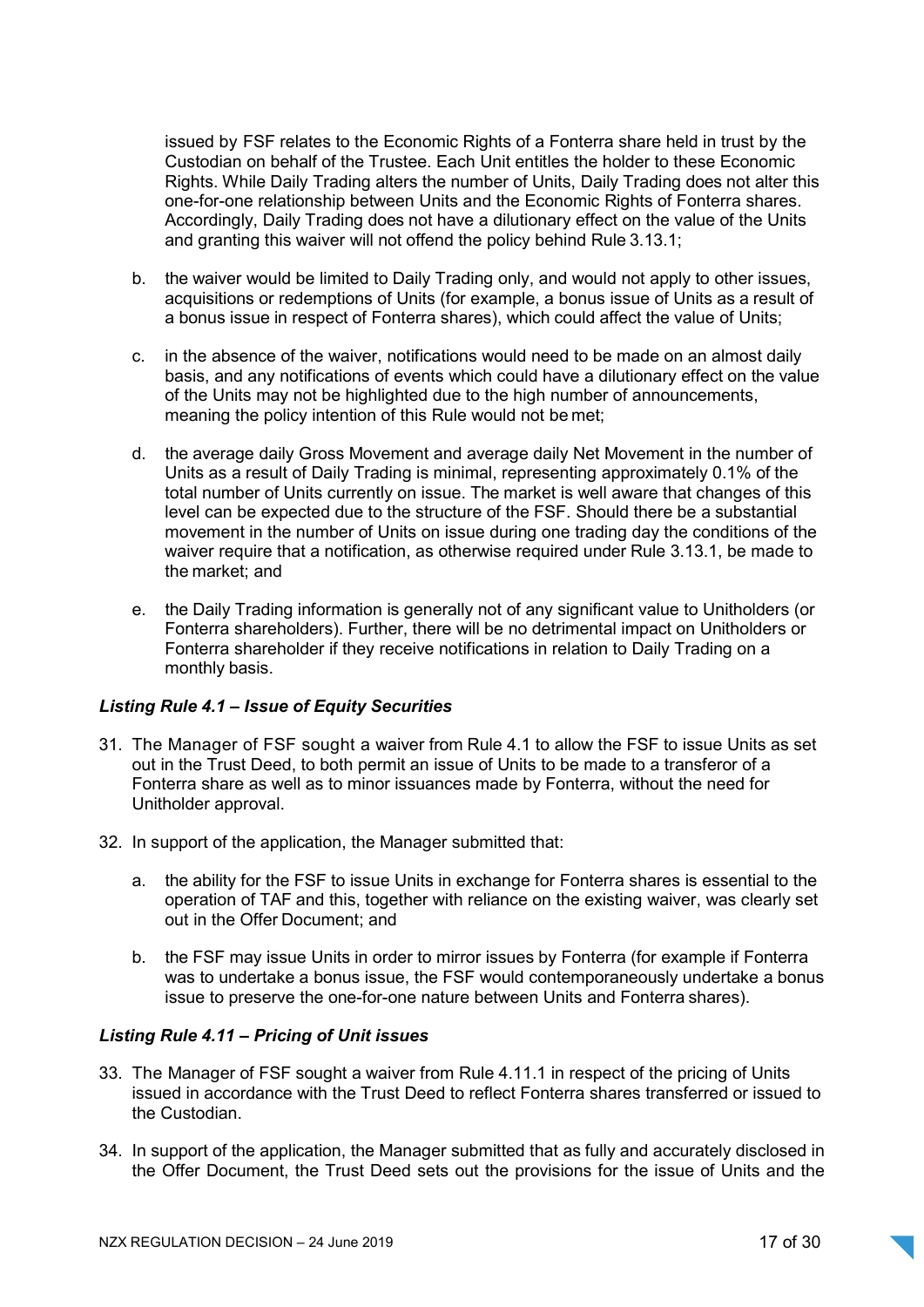issued by FSF relates to the Economic Rights of a Fonterra share held in trust by the Custodian on behalf of the Trustee. Each Unit entitles the holder to these Economic Rights. While Daily Trading alters the number of Units, Daily Trading does not alter this one-for-one relationship between Units and the Economic Rights of Fonterra shares. Accordingly, Daily Trading does not have a dilutionary effect on the value of the Units and granting this waiver will not offend the policy behind Rule 3.13.1;

b. the waiver would be limited to Daily Trading only, and would not apply to other issues, acquisitions or redemptions of Units (for example, a bonus issue of Units as a result of a bonus issue in respect of Fonterra shares), which could affect the value of Units;

c. in the absence of the waiver, notifications would need to be made on an almost daily basis, and any notifications of events which could have a dilutionary effect on the value of the Units may not be highlighted due to the high number of announcements, meaning the policy intention of this Rule would not be met;

d. the average daily Gross Movement and average daily Net Movement in the number of Units as a result of Daily Trading is minimal, representing approximately 0.1% of the total number of Units currently on issue. The market is well aware that changes of this level can be expected due to the structure of the FSF. Should there be a substantial movement in the number of Units on issue during one trading day the conditions of the waiver require that a notification, as otherwise required under Rule 3.13.1, be made to the market; and

e. the Daily Trading information is generally not of any significant value to Unitholders (or Fonterra shareholders). Further, there will be no detrimental impact on Unitholders or Fonterra shareholder if they receive notifications in relation to Daily Trading on a monthly basis.

### *Listing Rule 4.1 – Issue of Equity Securities*

31. The Manager of FSF sought a waiver from Rule 4.1 to allow the FSF to issue Units as set out in the Trust Deed, to both permit an issue of Units to be made to a transferor of a Fonterra share as well as to minor issuances made by Fonterra, without the need for Unitholder approval.

32. In support of the application, the Manager submitted that:

    a. the ability for the FSF to issue Units in exchange for Fonterra shares is essential to the operation of TAF and this, together with reliance on the existing waiver, was clearly set out in the Offer Document; and

    b. the FSF may issue Units in order to mirror issues by Fonterra (for example if Fonterra was to undertake a bonus issue, the FSF would contemporaneously undertake a bonus issue to preserve the one-for-one nature between Units and Fonterra shares).

### *Listing Rule 4.11 – Pricing of Unit issues*

33. The Manager of FSF sought a waiver from Rule 4.11.1 in respect of the pricing of Units issued in accordance with the Trust Deed to reflect Fonterra shares transferred or issued to the Custodian.

34. In support of the application, the Manager submitted that as fully and accurately disclosed in the Offer Document, the Trust Deed sets out the provisions for the issue of Units and the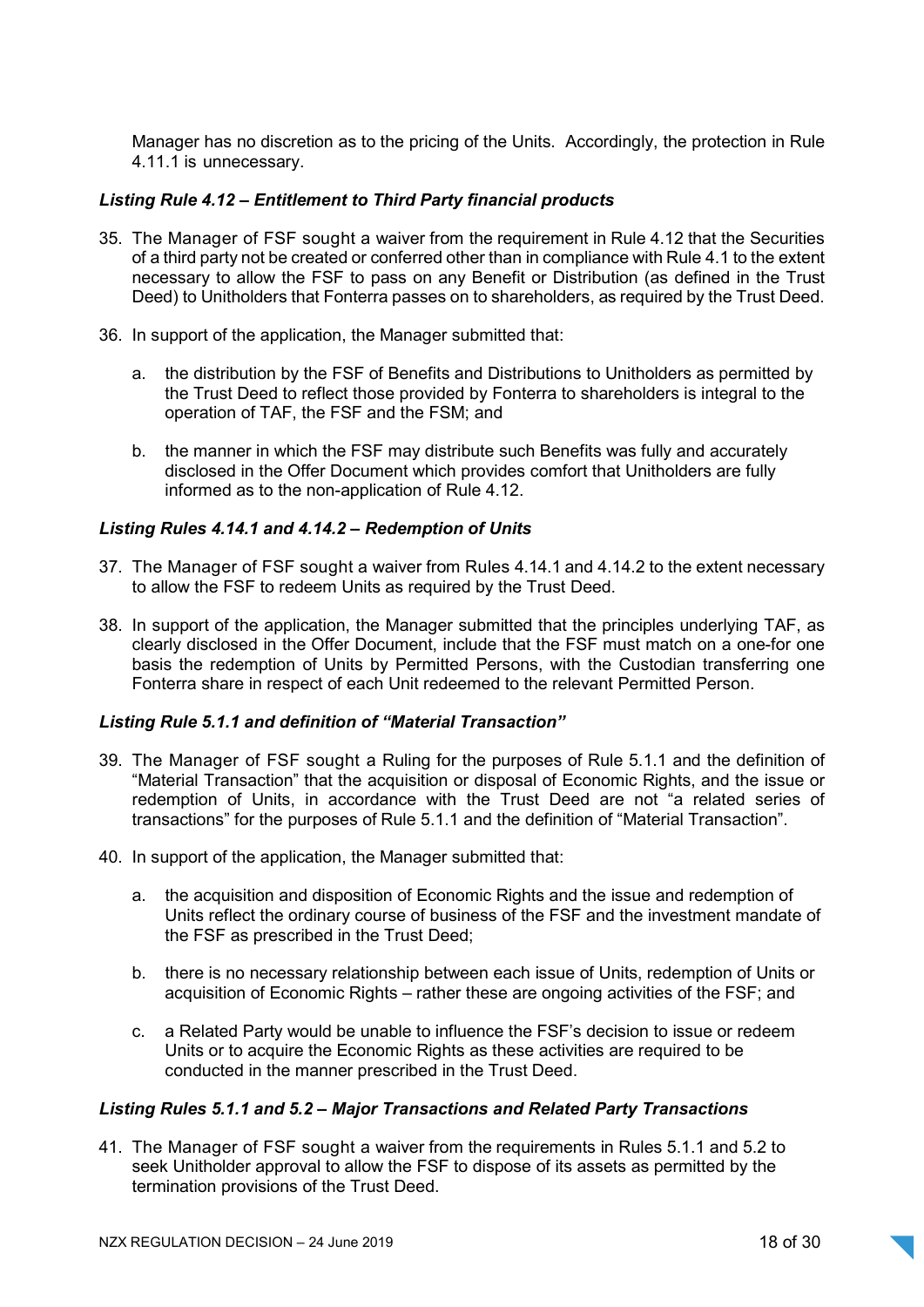Manager has no discretion as to the pricing of the Units. Accordingly, the protection in Rule 4.11.1 is unnecessary.

### *Listing Rule 4.12 – Entitlement to Third Party financial products*

35. The Manager of FSF sought a waiver from the requirement in Rule 4.12 that the Securities of a third party not be created or conferred other than in compliance with Rule 4.1 to the extent necessary to allow the FSF to pass on any Benefit or Distribution (as defined in the Trust Deed) to Unitholders that Fonterra passes on to shareholders, as required by the Trust Deed.

36. In support of the application, the Manager submitted that:

    a. the distribution by the FSF of Benefits and Distributions to Unitholders as permitted by the Trust Deed to reflect those provided by Fonterra to shareholders is integral to the operation of TAF, the FSF and the FSM; and

    b. the manner in which the FSF may distribute such Benefits was fully and accurately disclosed in the Offer Document which provides comfort that Unitholders are fully informed as to the non-application of Rule 4.12.

### *Listing Rules 4.14.1 and 4.14.2 – Redemption of Units*

37. The Manager of FSF sought a waiver from Rules 4.14.1 and 4.14.2 to the extent necessary to allow the FSF to redeem Units as required by the Trust Deed.

38. In support of the application, the Manager submitted that the principles underlying TAF, as clearly disclosed in the Offer Document, include that the FSF must match on a one-for one basis the redemption of Units by Permitted Persons, with the Custodian transferring one Fonterra share in respect of each Unit redeemed to the relevant Permitted Person.

### *Listing Rule 5.1.1 and definition of "Material Transaction"*

39. The Manager of FSF sought a Ruling for the purposes of Rule 5.1.1 and the definition of "Material Transaction" that the acquisition or disposal of Economic Rights, and the issue or redemption of Units, in accordance with the Trust Deed are not "a related series of transactions" for the purposes of Rule 5.1.1 and the definition of "Material Transaction".

40. In support of the application, the Manager submitted that:

    a. the acquisition and disposition of Economic Rights and the issue and redemption of Units reflect the ordinary course of business of the FSF and the investment mandate of the FSF as prescribed in the Trust Deed;

    b. there is no necessary relationship between each issue of Units, redemption of Units or acquisition of Economic Rights – rather these are ongoing activities of the FSF; and

    c. a Related Party would be unable to influence the FSF's decision to issue or redeem Units or to acquire the Economic Rights as these activities are required to be conducted in the manner prescribed in the Trust Deed.

### *Listing Rules 5.1.1 and 5.2 – Major Transactions and Related Party Transactions*

41. The Manager of FSF sought a waiver from the requirements in Rules 5.1.1 and 5.2 to seek Unitholder approval to allow the FSF to dispose of its assets as permitted by the termination provisions of the Trust Deed.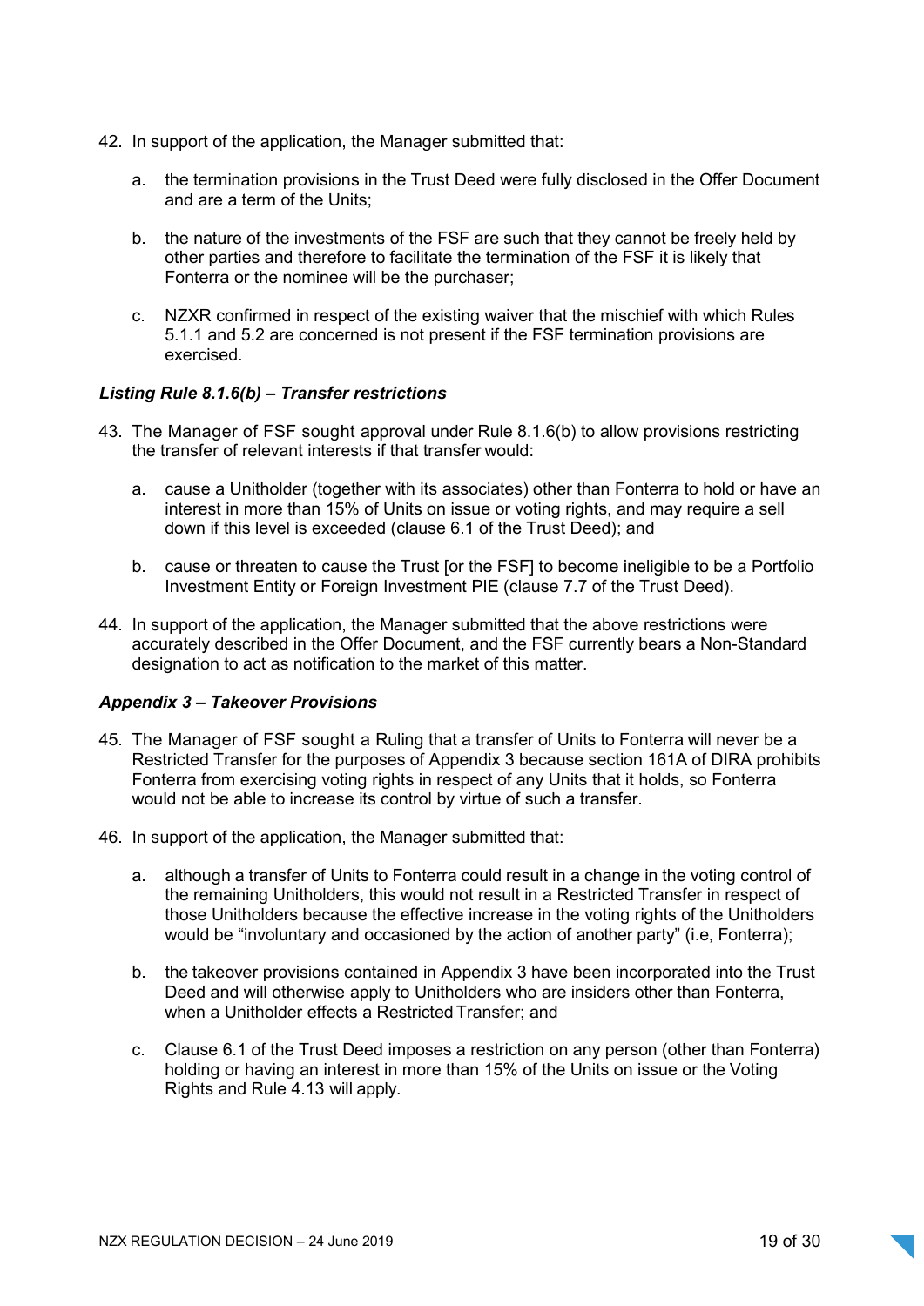42. In support of the application, the Manager submitted that:

    a. the termination provisions in the Trust Deed were fully disclosed in the Offer Document and are a term of the Units;

    b. the nature of the investments of the FSF are such that they cannot be freely held by other parties and therefore to facilitate the termination of the FSF it is likely that Fonterra or the nominee will be the purchaser;

    c. NZXR confirmed in respect of the existing waiver that the mischief with which Rules 5.1.1 and 5.2 are concerned is not present if the FSF termination provisions are exercised.

***Listing Rule 8.1.6(b) – Transfer restrictions***

43. The Manager of FSF sought approval under Rule 8.1.6(b) to allow provisions restricting the transfer of relevant interests if that transfer would:

    a. cause a Unitholder (together with its associates) other than Fonterra to hold or have an interest in more than 15% of Units on issue or voting rights, and may require a sell down if this level is exceeded (clause 6.1 of the Trust Deed); and

    b. cause or threaten to cause the Trust [or the FSF] to become ineligible to be a Portfolio Investment Entity or Foreign Investment PIE (clause 7.7 of the Trust Deed).

44. In support of the application, the Manager submitted that the above restrictions were accurately described in the Offer Document, and the FSF currently bears a Non-Standard designation to act as notification to the market of this matter.

***Appendix 3 – Takeover Provisions***

45. The Manager of FSF sought a Ruling that a transfer of Units to Fonterra will never be a Restricted Transfer for the purposes of Appendix 3 because section 161A of DIRA prohibits Fonterra from exercising voting rights in respect of any Units that it holds, so Fonterra would not be able to increase its control by virtue of such a transfer.

46. In support of the application, the Manager submitted that:

    a. although a transfer of Units to Fonterra could result in a change in the voting control of the remaining Unitholders, this would not result in a Restricted Transfer in respect of those Unitholders because the effective increase in the voting rights of the Unitholders would be "involuntary and occasioned by the action of another party" (i.e, Fonterra);

    b. the takeover provisions contained in Appendix 3 have been incorporated into the Trust Deed and will otherwise apply to Unitholders who are insiders other than Fonterra, when a Unitholder effects a Restricted Transfer; and

    c. Clause 6.1 of the Trust Deed imposes a restriction on any person (other than Fonterra) holding or having an interest in more than 15% of the Units on issue or the Voting Rights and Rule 4.13 will apply.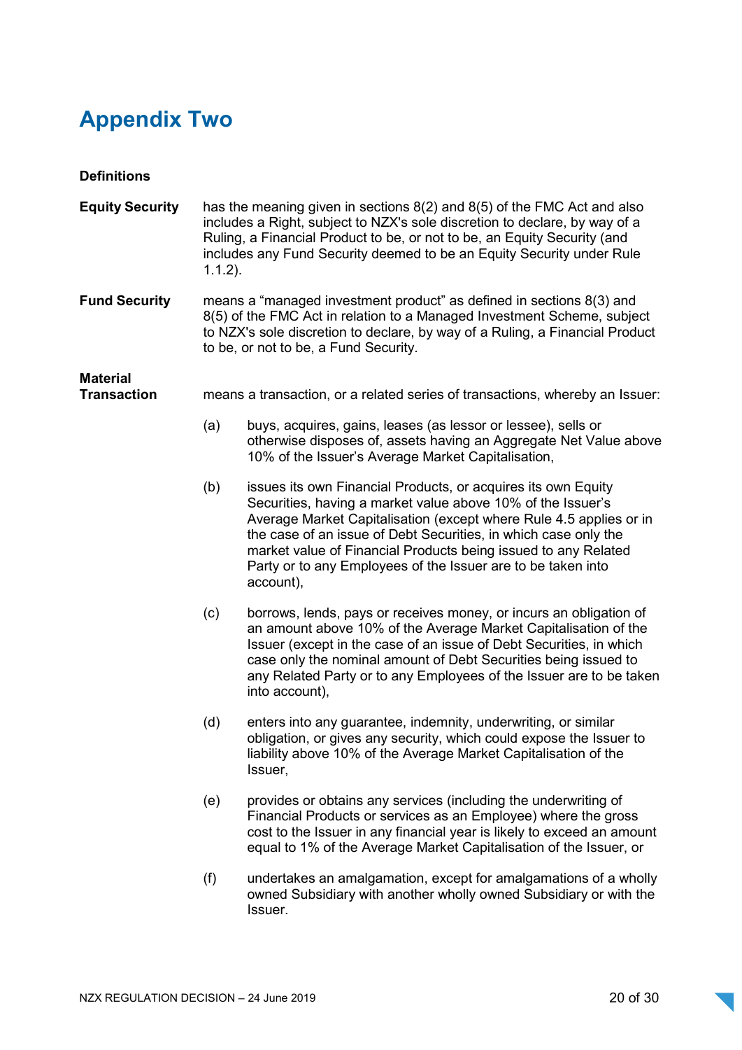# Appendix Two

**Definitions**

**Equity Security** has the meaning given in sections 8(2) and 8(5) of the FMC Act and also includes a Right, subject to NZX's sole discretion to declare, by way of a Ruling, a Financial Product to be, or not to be, an Equity Security (and includes any Fund Security deemed to be an Equity Security under Rule 1.1.2).

**Fund Security** means a "managed investment product" as defined in sections 8(3) and 8(5) of the FMC Act in relation to a Managed Investment Scheme, subject to NZX's sole discretion to declare, by way of a Ruling, a Financial Product to be, or not to be, a Fund Security.

**Material Transaction** means a transaction, or a related series of transactions, whereby an Issuer:

(a) buys, acquires, gains, leases (as lessor or lessee), sells or otherwise disposes of, assets having an Aggregate Net Value above 10% of the Issuer's Average Market Capitalisation,

(b) issues its own Financial Products, or acquires its own Equity Securities, having a market value above 10% of the Issuer's Average Market Capitalisation (except where Rule 4.5 applies or in the case of an issue of Debt Securities, in which case only the market value of Financial Products being issued to any Related Party or to any Employees of the Issuer are to be taken into account),

(c) borrows, lends, pays or receives money, or incurs an obligation of an amount above 10% of the Average Market Capitalisation of the Issuer (except in the case of an issue of Debt Securities, in which case only the nominal amount of Debt Securities being issued to any Related Party or to any Employees of the Issuer are to be taken into account),

(d) enters into any guarantee, indemnity, underwriting, or similar obligation, or gives any security, which could expose the Issuer to liability above 10% of the Average Market Capitalisation of the Issuer,

(e) provides or obtains any services (including the underwriting of Financial Products or services as an Employee) where the gross cost to the Issuer in any financial year is likely to exceed an amount equal to 1% of the Average Market Capitalisation of the Issuer, or

(f) undertakes an amalgamation, except for amalgamations of a wholly owned Subsidiary with another wholly owned Subsidiary or with the Issuer.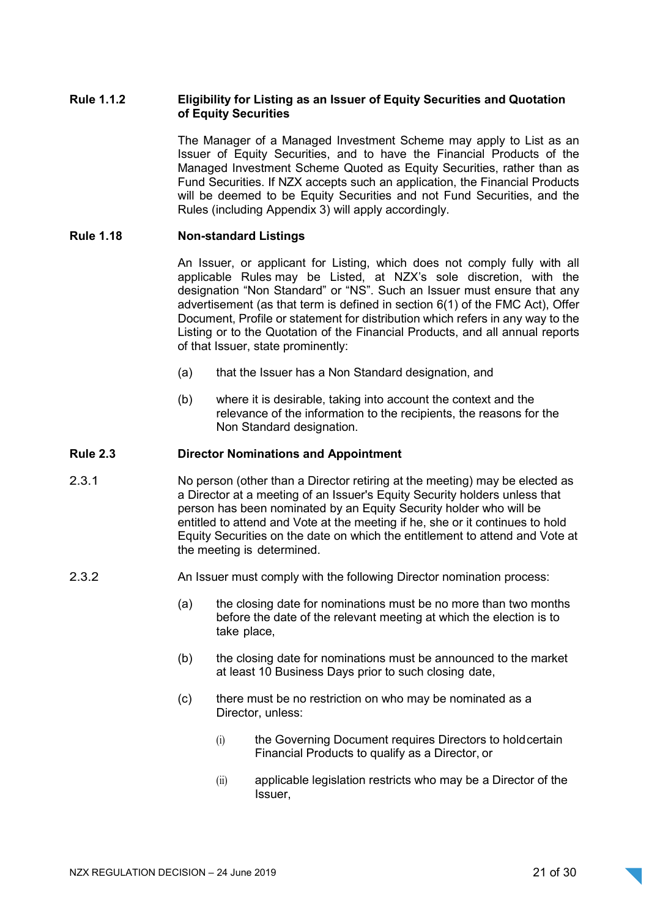**Rule 1.1.2 Eligibility for Listing as an Issuer of Equity Securities and Quotation of Equity Securities**

The Manager of a Managed Investment Scheme may apply to List as an Issuer of Equity Securities, and to have the Financial Products of the Managed Investment Scheme Quoted as Equity Securities, rather than as Fund Securities. If NZX accepts such an application, the Financial Products will be deemed to be Equity Securities and not Fund Securities, and the Rules (including Appendix 3) will apply accordingly.

**Rule 1.18 Non-standard Listings**

An Issuer, or applicant for Listing, which does not comply fully with all applicable Rules may be Listed, at NZX's sole discretion, with the designation "Non Standard" or "NS". Such an Issuer must ensure that any advertisement (as that term is defined in section 6(1) of the FMC Act), Offer Document, Profile or statement for distribution which refers in any way to the Listing or to the Quotation of the Financial Products, and all annual reports of that Issuer, state prominently:

(a) that the Issuer has a Non Standard designation, and

(b) where it is desirable, taking into account the context and the relevance of the information to the recipients, the reasons for the Non Standard designation.

**Rule 2.3 Director Nominations and Appointment**

2.3.1 No person (other than a Director retiring at the meeting) may be elected as a Director at a meeting of an Issuer's Equity Security holders unless that person has been nominated by an Equity Security holder who will be entitled to attend and Vote at the meeting if he, she or it continues to hold Equity Securities on the date on which the entitlement to attend and Vote at the meeting is determined.

2.3.2 An Issuer must comply with the following Director nomination process:

(a) the closing date for nominations must be no more than two months before the date of the relevant meeting at which the election is to take place,

(b) the closing date for nominations must be announced to the market at least 10 Business Days prior to such closing date,

(c) there must be no restriction on who may be nominated as a Director, unless:

(i) the Governing Document requires Directors to hold certain Financial Products to qualify as a Director, or

(ii) applicable legislation restricts who may be a Director of the Issuer,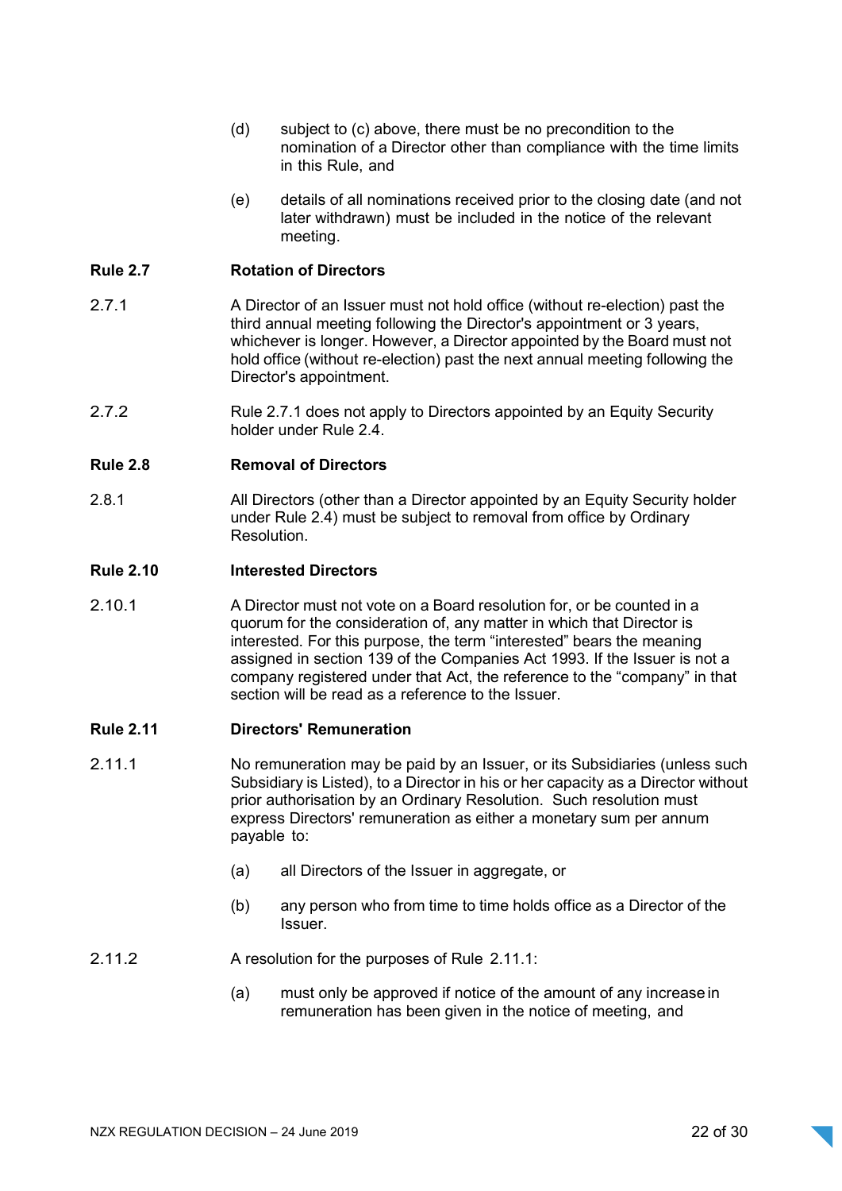(d) subject to (c) above, there must be no precondition to the nomination of a Director other than compliance with the time limits in this Rule, and

(e) details of all nominations received prior to the closing date (and not later withdrawn) must be included in the notice of the relevant meeting.

**Rule 2.7 Rotation of Directors**

2.7.1 A Director of an Issuer must not hold office (without re-election) past the third annual meeting following the Director's appointment or 3 years, whichever is longer. However, a Director appointed by the Board must not hold office (without re-election) past the next annual meeting following the Director's appointment.

2.7.2 Rule 2.7.1 does not apply to Directors appointed by an Equity Security holder under Rule 2.4.

**Rule 2.8 Removal of Directors**

2.8.1 All Directors (other than a Director appointed by an Equity Security holder under Rule 2.4) must be subject to removal from office by Ordinary Resolution.

**Rule 2.10 Interested Directors**

2.10.1 A Director must not vote on a Board resolution for, or be counted in a quorum for the consideration of, any matter in which that Director is interested. For this purpose, the term "interested" bears the meaning assigned in section 139 of the Companies Act 1993. If the Issuer is not a company registered under that Act, the reference to the "company" in that section will be read as a reference to the Issuer.

**Rule 2.11 Directors' Remuneration**

2.11.1 No remuneration may be paid by an Issuer, or its Subsidiaries (unless such Subsidiary is Listed), to a Director in his or her capacity as a Director without prior authorisation by an Ordinary Resolution. Such resolution must express Directors' remuneration as either a monetary sum per annum payable to:

(a) all Directors of the Issuer in aggregate, or

(b) any person who from time to time holds office as a Director of the Issuer.

2.11.2 A resolution for the purposes of Rule 2.11.1:

(a) must only be approved if notice of the amount of any increase in remuneration has been given in the notice of meeting, and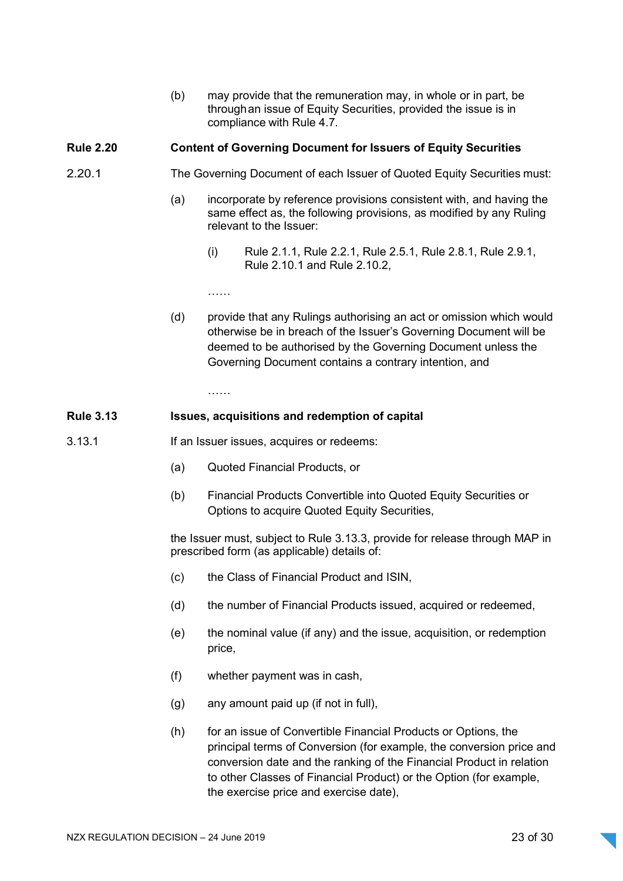(b) may provide that the remuneration may, in whole or in part, be through an issue of Equity Securities, provided the issue is in compliance with Rule 4.7.

**Rule 2.20 Content of Governing Document for Issuers of Equity Securities**

2.20.1 The Governing Document of each Issuer of Quoted Equity Securities must:

(a) incorporate by reference provisions consistent with, and having the same effect as, the following provisions, as modified by any Ruling relevant to the Issuer:

(i) Rule 2.1.1, Rule 2.2.1, Rule 2.5.1, Rule 2.8.1, Rule 2.9.1, Rule 2.10.1 and Rule 2.10.2,

……

(d) provide that any Rulings authorising an act or omission which would otherwise be in breach of the Issuer's Governing Document will be deemed to be authorised by the Governing Document unless the Governing Document contains a contrary intention, and

……

**Rule 3.13 Issues, acquisitions and redemption of capital**

3.13.1 If an Issuer issues, acquires or redeems:

(a) Quoted Financial Products, or

(b) Financial Products Convertible into Quoted Equity Securities or Options to acquire Quoted Equity Securities,

the Issuer must, subject to Rule 3.13.3, provide for release through MAP in prescribed form (as applicable) details of:

(c) the Class of Financial Product and ISIN,

(d) the number of Financial Products issued, acquired or redeemed,

(e) the nominal value (if any) and the issue, acquisition, or redemption price,

(f) whether payment was in cash,

(g) any amount paid up (if not in full),

(h) for an issue of Convertible Financial Products or Options, the principal terms of Conversion (for example, the conversion price and conversion date and the ranking of the Financial Product in relation to other Classes of Financial Product) or the Option (for example, the exercise price and exercise date),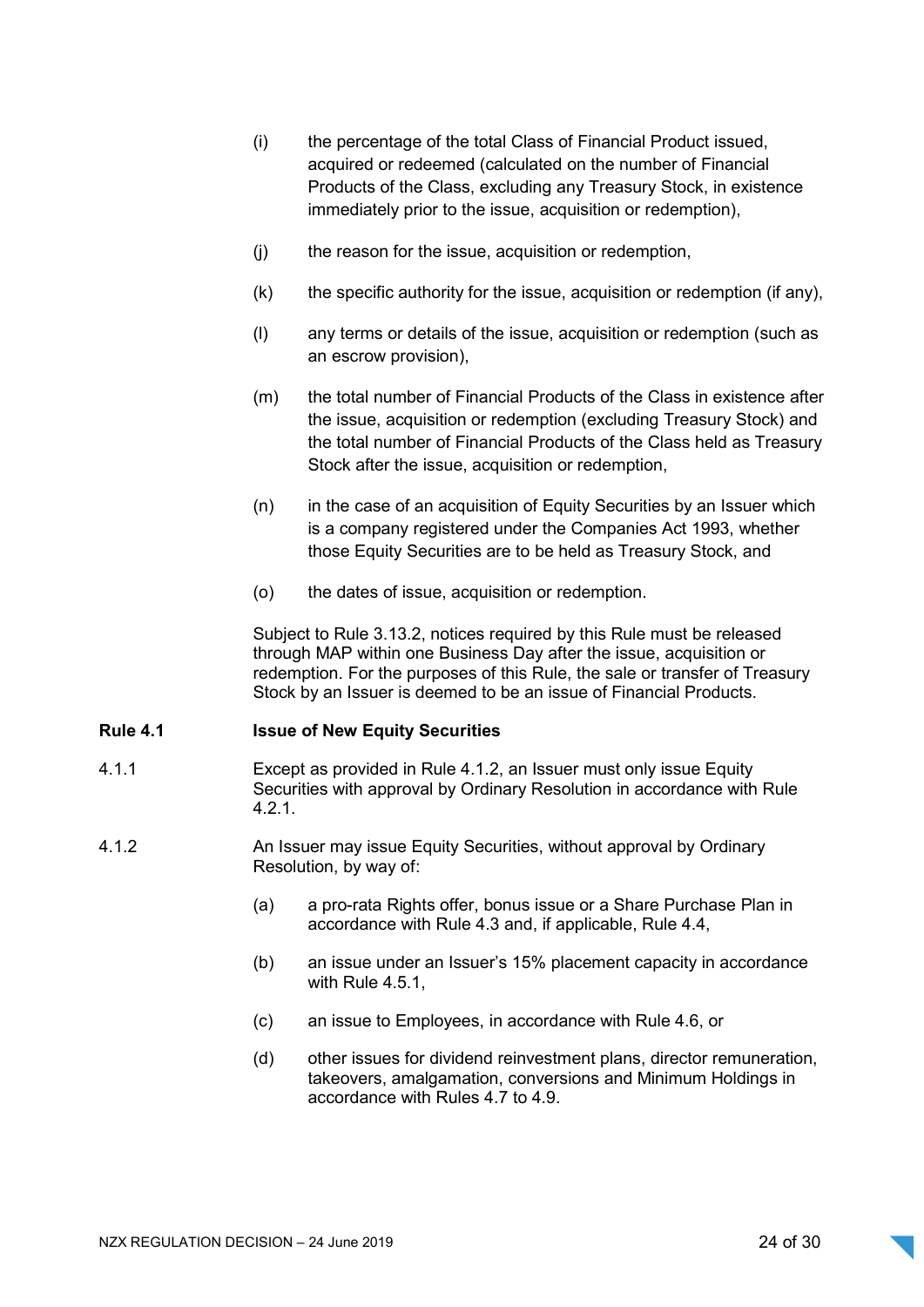(i) the percentage of the total Class of Financial Product issued, acquired or redeemed (calculated on the number of Financial Products of the Class, excluding any Treasury Stock, in existence immediately prior to the issue, acquisition or redemption),

(j) the reason for the issue, acquisition or redemption,

(k) the specific authority for the issue, acquisition or redemption (if any),

(l) any terms or details of the issue, acquisition or redemption (such as an escrow provision),

(m) the total number of Financial Products of the Class in existence after the issue, acquisition or redemption (excluding Treasury Stock) and the total number of Financial Products of the Class held as Treasury Stock after the issue, acquisition or redemption,

(n) in the case of an acquisition of Equity Securities by an Issuer which is a company registered under the Companies Act 1993, whether those Equity Securities are to be held as Treasury Stock, and

(o) the dates of issue, acquisition or redemption.

Subject to Rule 3.13.2, notices required by this Rule must be released through MAP within one Business Day after the issue, acquisition or redemption. For the purposes of this Rule, the sale or transfer of Treasury Stock by an Issuer is deemed to be an issue of Financial Products.

**Rule 4.1 Issue of New Equity Securities**

4.1.1 Except as provided in Rule 4.1.2, an Issuer must only issue Equity Securities with approval by Ordinary Resolution in accordance with Rule 4.2.1.

4.1.2 An Issuer may issue Equity Securities, without approval by Ordinary Resolution, by way of:

(a) a pro-rata Rights offer, bonus issue or a Share Purchase Plan in accordance with Rule 4.3 and, if applicable, Rule 4.4,

(b) an issue under an Issuer's 15% placement capacity in accordance with Rule 4.5.1,

(c) an issue to Employees, in accordance with Rule 4.6, or

(d) other issues for dividend reinvestment plans, director remuneration, takeovers, amalgamation, conversions and Minimum Holdings in accordance with Rules 4.7 to 4.9.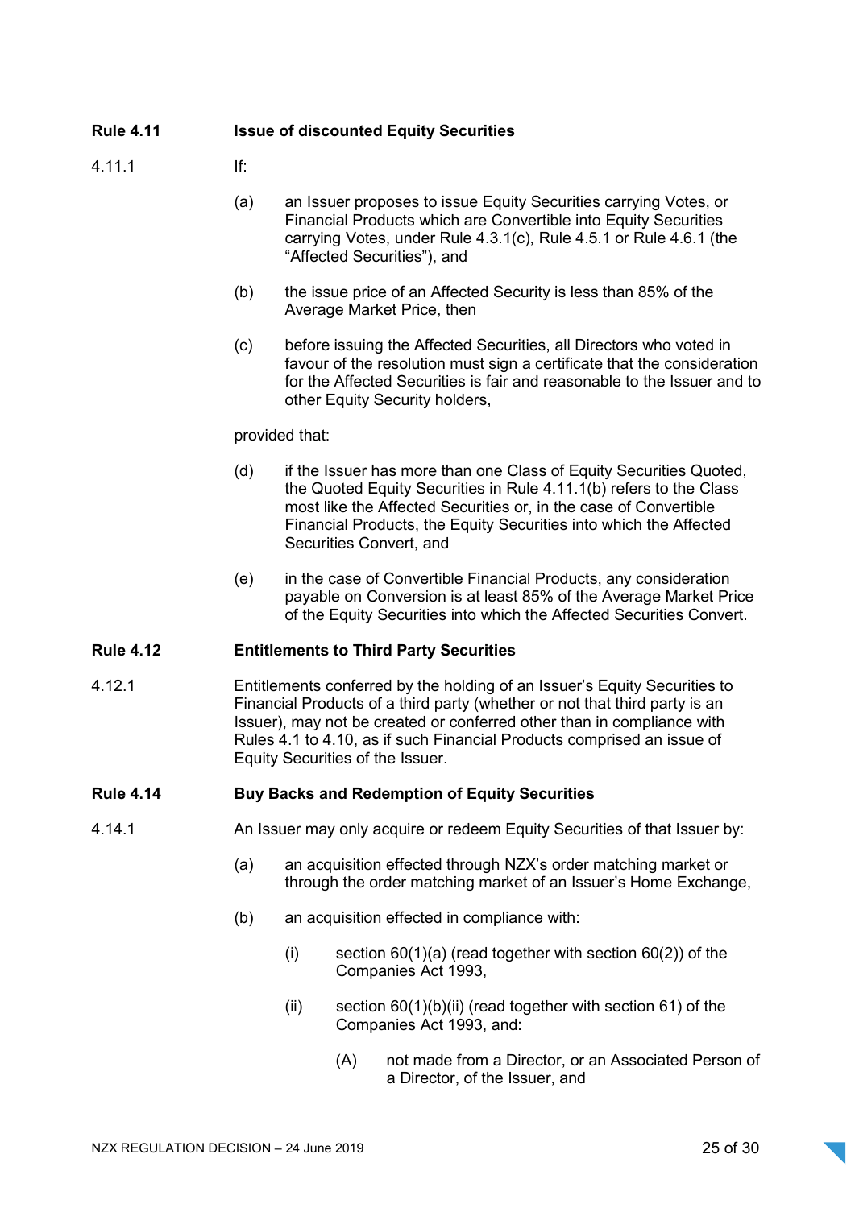**Rule 4.11 Issue of discounted Equity Securities**

4.11.1 If:

(a) an Issuer proposes to issue Equity Securities carrying Votes, or Financial Products which are Convertible into Equity Securities carrying Votes, under Rule 4.3.1(c), Rule 4.5.1 or Rule 4.6.1 (the "Affected Securities"), and

(b) the issue price of an Affected Security is less than 85% of the Average Market Price, then

(c) before issuing the Affected Securities, all Directors who voted in favour of the resolution must sign a certificate that the consideration for the Affected Securities is fair and reasonable to the Issuer and to other Equity Security holders,

provided that:

(d) if the Issuer has more than one Class of Equity Securities Quoted, the Quoted Equity Securities in Rule 4.11.1(b) refers to the Class most like the Affected Securities or, in the case of Convertible Financial Products, the Equity Securities into which the Affected Securities Convert, and

(e) in the case of Convertible Financial Products, any consideration payable on Conversion is at least 85% of the Average Market Price of the Equity Securities into which the Affected Securities Convert.

**Rule 4.12 Entitlements to Third Party Securities**

4.12.1 Entitlements conferred by the holding of an Issuer's Equity Securities to Financial Products of a third party (whether or not that third party is an Issuer), may not be created or conferred other than in compliance with Rules 4.1 to 4.10, as if such Financial Products comprised an issue of Equity Securities of the Issuer.

**Rule 4.14 Buy Backs and Redemption of Equity Securities**

4.14.1 An Issuer may only acquire or redeem Equity Securities of that Issuer by:

(a) an acquisition effected through NZX's order matching market or through the order matching market of an Issuer's Home Exchange,

(b) an acquisition effected in compliance with:

(i) section 60(1)(a) (read together with section 60(2)) of the Companies Act 1993,

(ii) section 60(1)(b)(ii) (read together with section 61) of the Companies Act 1993, and:

(A) not made from a Director, or an Associated Person of a Director, of the Issuer, and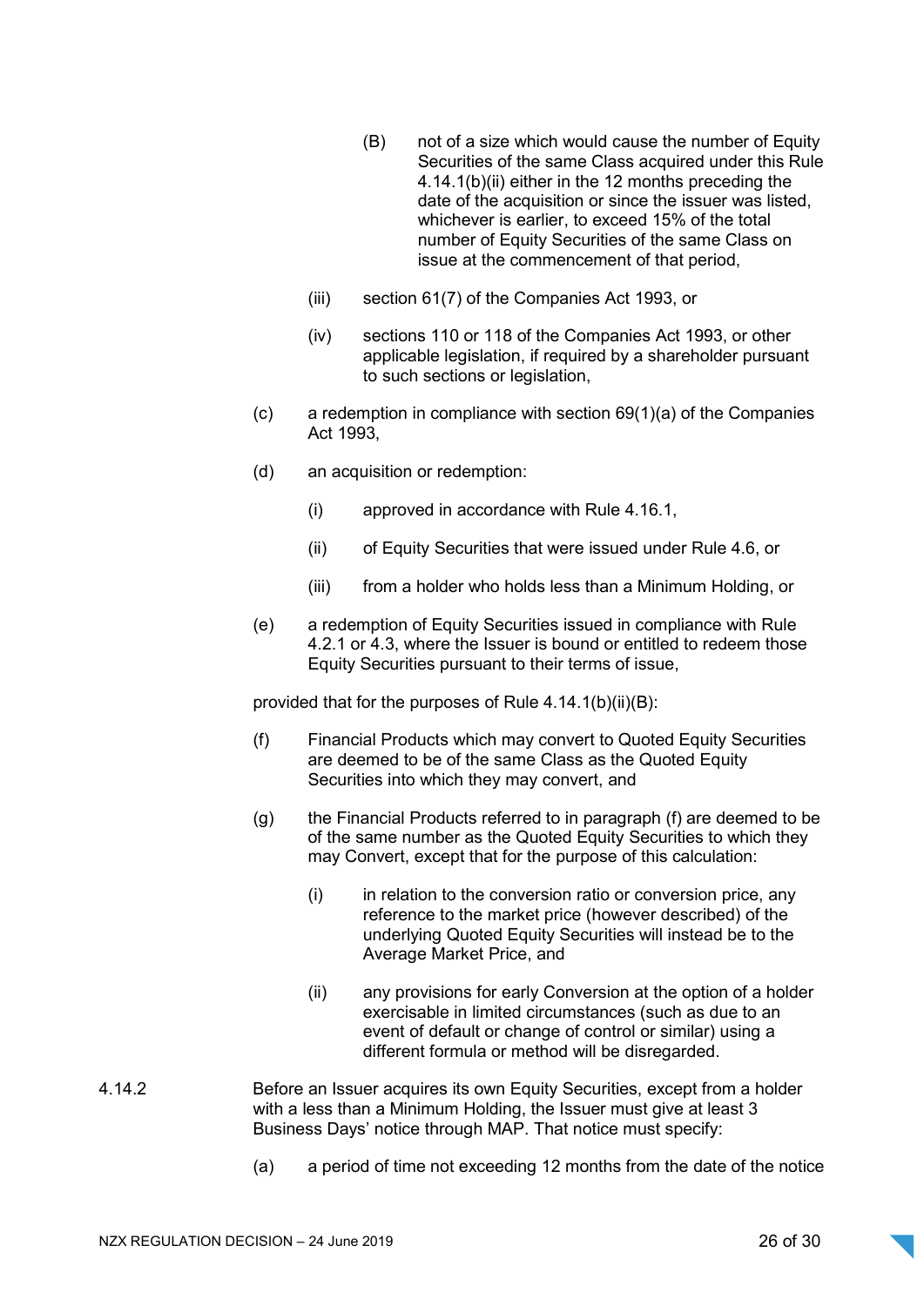(B) not of a size which would cause the number of Equity Securities of the same Class acquired under this Rule 4.14.1(b)(ii) either in the 12 months preceding the date of the acquisition or since the issuer was listed, whichever is earlier, to exceed 15% of the total number of Equity Securities of the same Class on issue at the commencement of that period,

(iii) section 61(7) of the Companies Act 1993, or

(iv) sections 110 or 118 of the Companies Act 1993, or other applicable legislation, if required by a shareholder pursuant to such sections or legislation,

(c) a redemption in compliance with section 69(1)(a) of the Companies Act 1993,

(d) an acquisition or redemption:

(i) approved in accordance with Rule 4.16.1,

(ii) of Equity Securities that were issued under Rule 4.6, or

(iii) from a holder who holds less than a Minimum Holding, or

(e) a redemption of Equity Securities issued in compliance with Rule 4.2.1 or 4.3, where the Issuer is bound or entitled to redeem those Equity Securities pursuant to their terms of issue,

provided that for the purposes of Rule 4.14.1(b)(ii)(B):

(f) Financial Products which may convert to Quoted Equity Securities are deemed to be of the same Class as the Quoted Equity Securities into which they may convert, and

(g) the Financial Products referred to in paragraph (f) are deemed to be of the same number as the Quoted Equity Securities to which they may Convert, except that for the purpose of this calculation:

(i) in relation to the conversion ratio or conversion price, any reference to the market price (however described) of the underlying Quoted Equity Securities will instead be to the Average Market Price, and

(ii) any provisions for early Conversion at the option of a holder exercisable in limited circumstances (such as due to an event of default or change of control or similar) using a different formula or method will be disregarded.

4.14.2 Before an Issuer acquires its own Equity Securities, except from a holder with a less than a Minimum Holding, the Issuer must give at least 3 Business Days' notice through MAP. That notice must specify:

(a) a period of time not exceeding 12 months from the date of the notice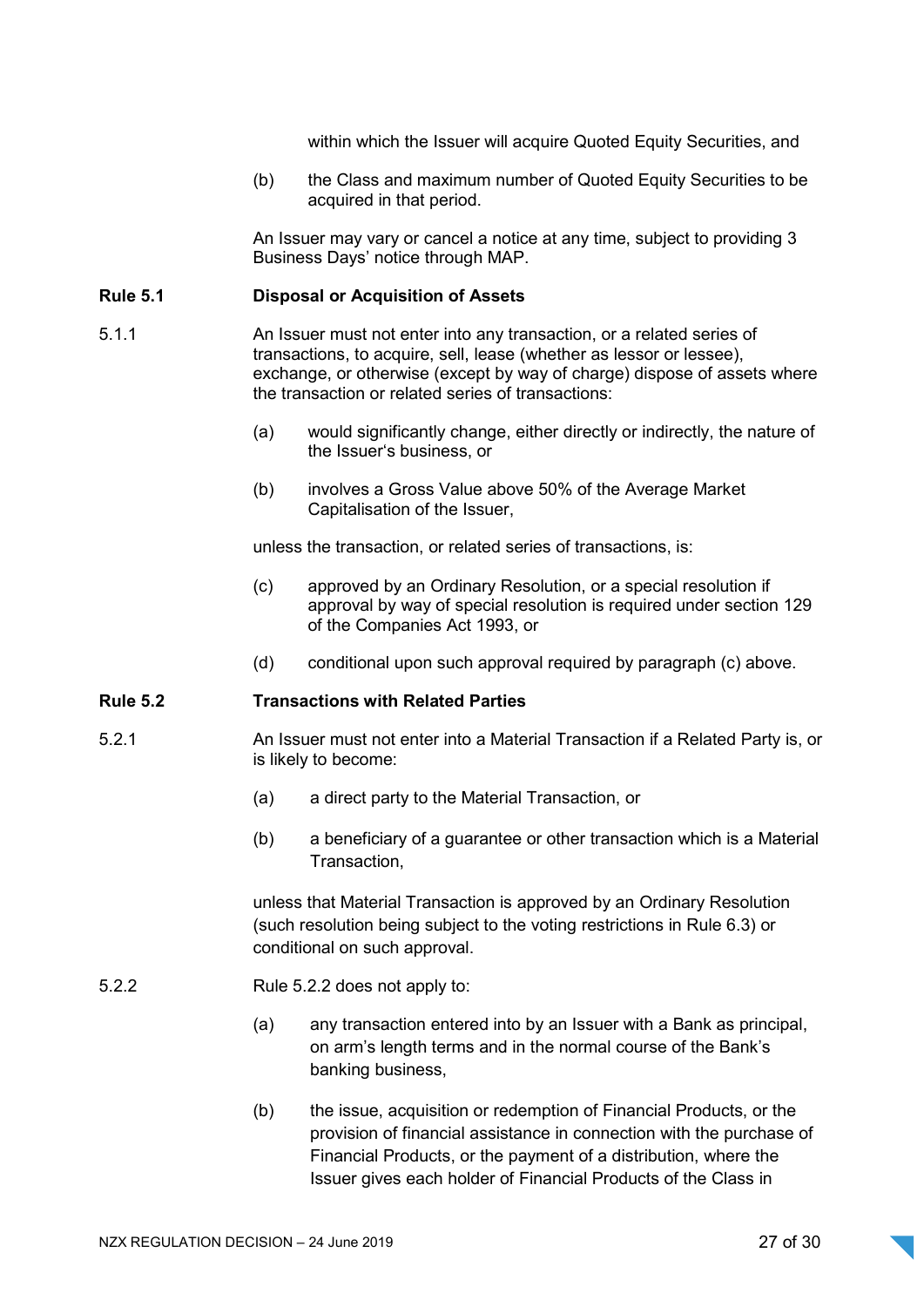within which the Issuer will acquire Quoted Equity Securities, and

(b) the Class and maximum number of Quoted Equity Securities to be acquired in that period.

An Issuer may vary or cancel a notice at any time, subject to providing 3 Business Days' notice through MAP.

**Rule 5.1 Disposal or Acquisition of Assets**

5.1.1 An Issuer must not enter into any transaction, or a related series of transactions, to acquire, sell, lease (whether as lessor or lessee), exchange, or otherwise (except by way of charge) dispose of assets where the transaction or related series of transactions:

(a) would significantly change, either directly or indirectly, the nature of the Issuer's business, or

(b) involves a Gross Value above 50% of the Average Market Capitalisation of the Issuer,

unless the transaction, or related series of transactions, is:

(c) approved by an Ordinary Resolution, or a special resolution if approval by way of special resolution is required under section 129 of the Companies Act 1993, or

(d) conditional upon such approval required by paragraph (c) above.

**Rule 5.2 Transactions with Related Parties**

5.2.1 An Issuer must not enter into a Material Transaction if a Related Party is, or is likely to become:

(a) a direct party to the Material Transaction, or

(b) a beneficiary of a guarantee or other transaction which is a Material Transaction,

unless that Material Transaction is approved by an Ordinary Resolution (such resolution being subject to the voting restrictions in Rule 6.3) or conditional on such approval.

5.2.2 Rule 5.2.2 does not apply to:

(a) any transaction entered into by an Issuer with a Bank as principal, on arm's length terms and in the normal course of the Bank's banking business,

(b) the issue, acquisition or redemption of Financial Products, or the provision of financial assistance in connection with the purchase of Financial Products, or the payment of a distribution, where the Issuer gives each holder of Financial Products of the Class in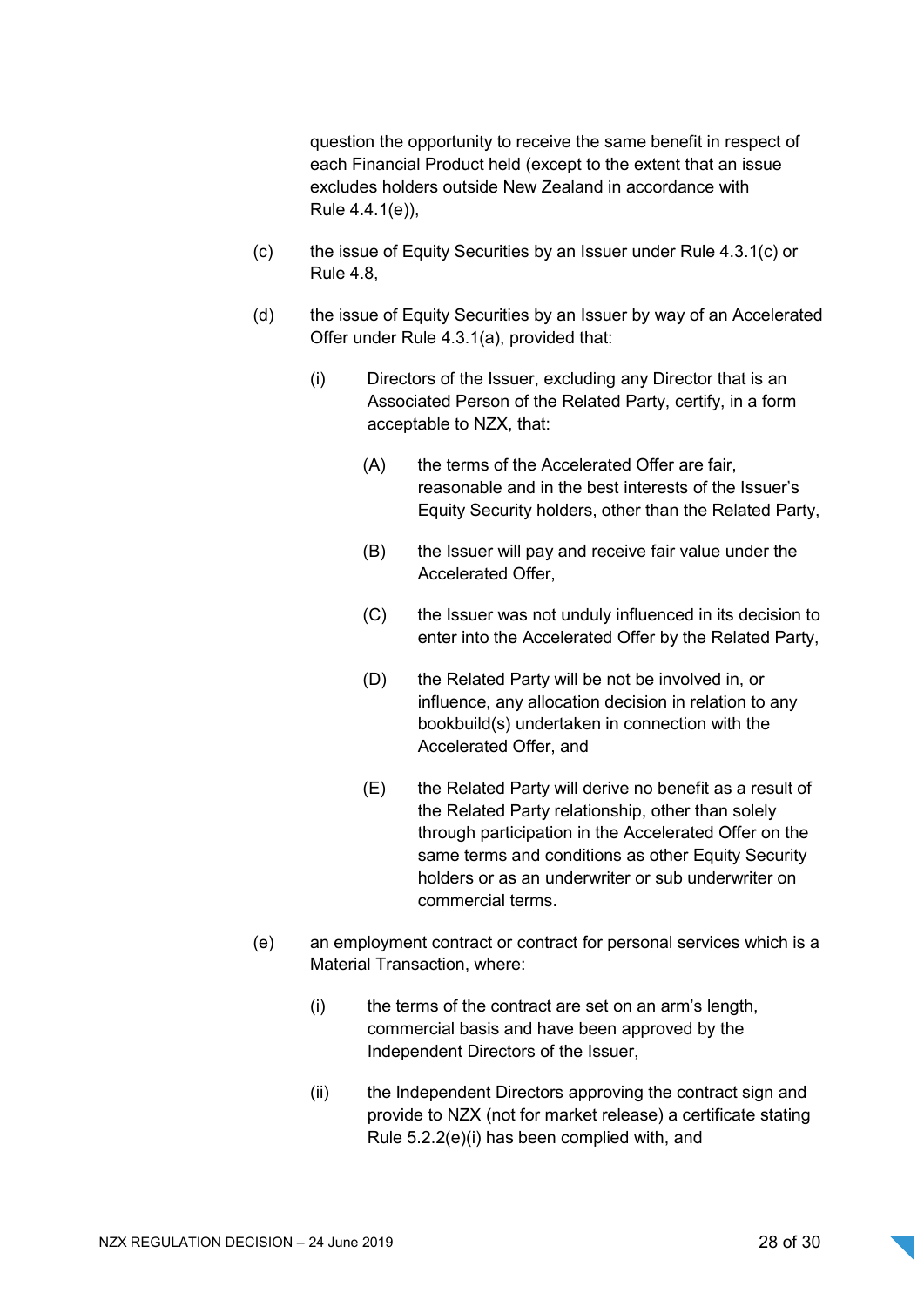question the opportunity to receive the same benefit in respect of each Financial Product held (except to the extent that an issue excludes holders outside New Zealand in accordance with Rule 4.4.1(e)),

(c) the issue of Equity Securities by an Issuer under Rule 4.3.1(c) or Rule 4.8,

(d) the issue of Equity Securities by an Issuer by way of an Accelerated Offer under Rule 4.3.1(a), provided that:

   (i) Directors of the Issuer, excluding any Director that is an Associated Person of the Related Party, certify, in a form acceptable to NZX, that:

      (A) the terms of the Accelerated Offer are fair, reasonable and in the best interests of the Issuer's Equity Security holders, other than the Related Party,

      (B) the Issuer will pay and receive fair value under the Accelerated Offer,

      (C) the Issuer was not unduly influenced in its decision to enter into the Accelerated Offer by the Related Party,

      (D) the Related Party will be not be involved in, or influence, any allocation decision in relation to any bookbuild(s) undertaken in connection with the Accelerated Offer, and

      (E) the Related Party will derive no benefit as a result of the Related Party relationship, other than solely through participation in the Accelerated Offer on the same terms and conditions as other Equity Security holders or as an underwriter or sub underwriter on commercial terms.

(e) an employment contract or contract for personal services which is a Material Transaction, where:

   (i) the terms of the contract are set on an arm's length, commercial basis and have been approved by the Independent Directors of the Issuer,

   (ii) the Independent Directors approving the contract sign and provide to NZX (not for market release) a certificate stating Rule 5.2.2(e)(i) has been complied with, and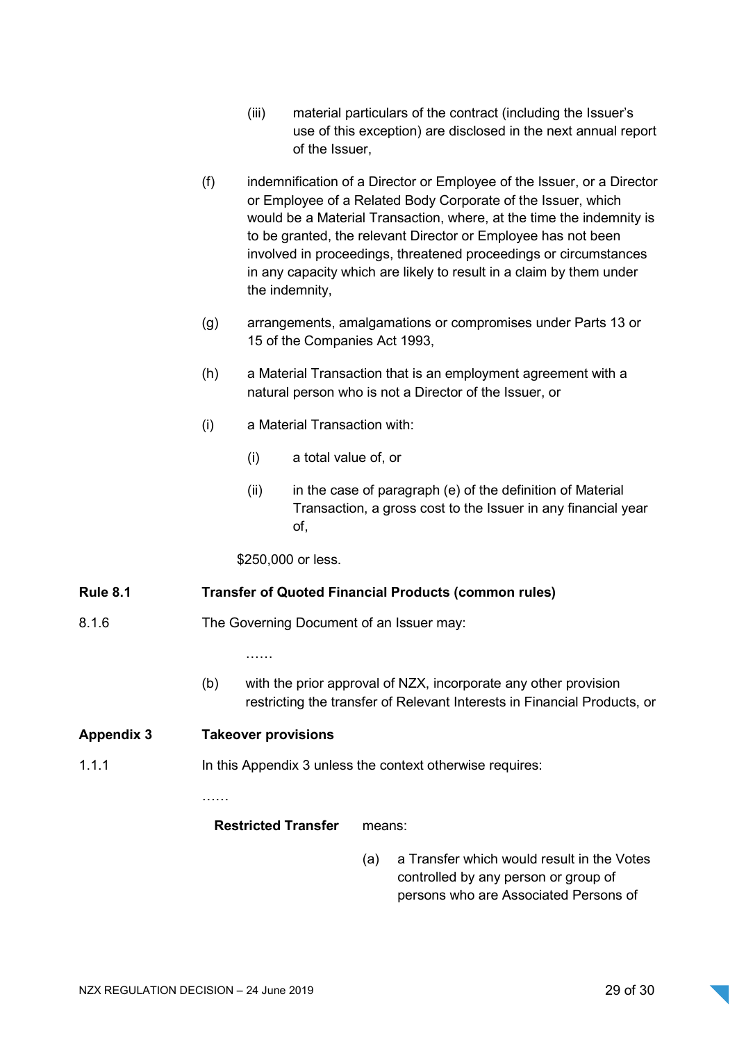(iii) material particulars of the contract (including the Issuer's use of this exception) are disclosed in the next annual report of the Issuer,

(f) indemnification of a Director or Employee of the Issuer, or a Director or Employee of a Related Body Corporate of the Issuer, which would be a Material Transaction, where, at the time the indemnity is to be granted, the relevant Director or Employee has not been involved in proceedings, threatened proceedings or circumstances in any capacity which are likely to result in a claim by them under the indemnity,

(g) arrangements, amalgamations or compromises under Parts 13 or 15 of the Companies Act 1993,

(h) a Material Transaction that is an employment agreement with a natural person who is not a Director of the Issuer, or

(i) a Material Transaction with:

(i) a total value of, or

(ii) in the case of paragraph (e) of the definition of Material Transaction, a gross cost to the Issuer in any financial year of,

$250,000 or less.

**Rule 8.1 Transfer of Quoted Financial Products (common rules)**

8.1.6 The Governing Document of an Issuer may:

……

(b) with the prior approval of NZX, incorporate any other provision restricting the transfer of Relevant Interests in Financial Products, or

**Appendix 3 Takeover provisions**

1.1.1 In this Appendix 3 unless the context otherwise requires:

……

**Restricted Transfer** means:

(a) a Transfer which would result in the Votes controlled by any person or group of persons who are Associated Persons of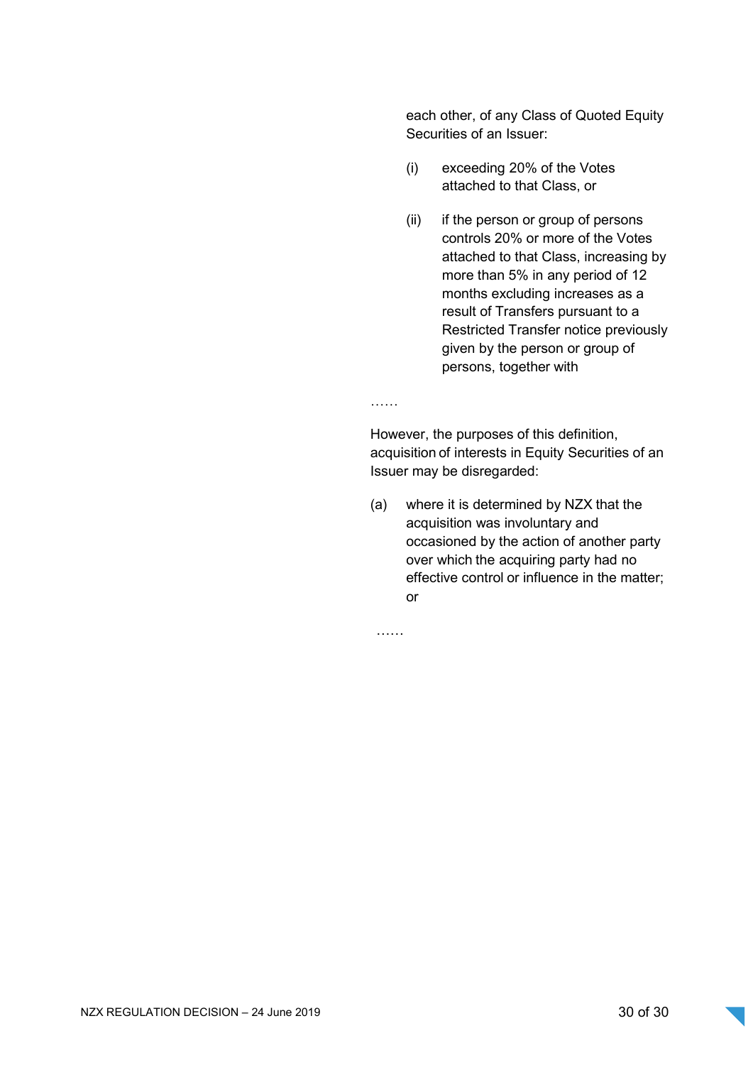each other, of any Class of Quoted Equity Securities of an Issuer:

(i) exceeding 20% of the Votes attached to that Class, or

(ii) if the person or group of persons controls 20% or more of the Votes attached to that Class, increasing by more than 5% in any period of 12 months excluding increases as a result of Transfers pursuant to a Restricted Transfer notice previously given by the person or group of persons, together with

……

However, the purposes of this definition, acquisition of interests in Equity Securities of an Issuer may be disregarded:

(a) where it is determined by NZX that the acquisition was involuntary and occasioned by the action of another party over which the acquiring party had no effective control or influence in the matter; or

……